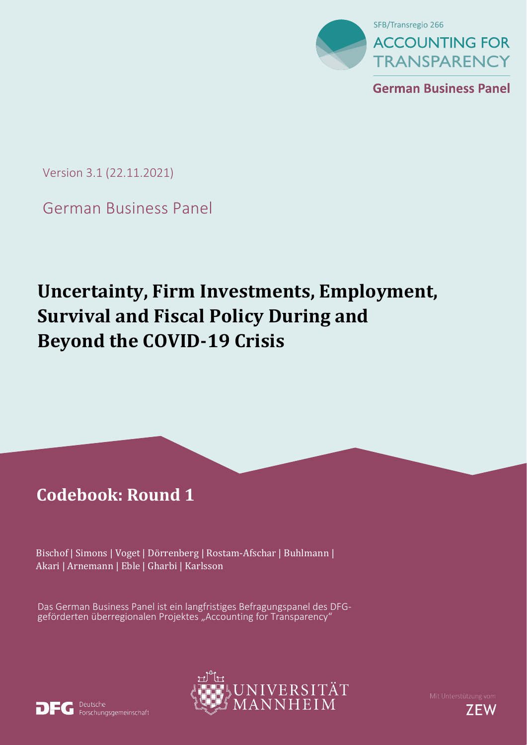SFB/Transregio 266

ACCOUNTING FOR TRANSPARENCY

German Business Panel

Version 3.1 (22.11.2021)

German Business Panel

# Uncertainty, Firm Investments, Employment, Survival and Fiscal Policy During and Beyond the COVID-19 Crisis

## Codebook: Round 1

Bischof | Simons | Voget | Dörrenberg | Rostam-Afschar | Buhlmann | Akari | Arnemann | Eble | Gharbi | Karlsson

Das German Business Panel ist ein langfristiges Befragungspanel des DFG-geförderten überregionalen Projektes „Accounting for Transparency“

Deutsche Forschungsgemeinschaft

UNIVERSITÄT MANNHEIM

Mit Unterstützung vom ZEW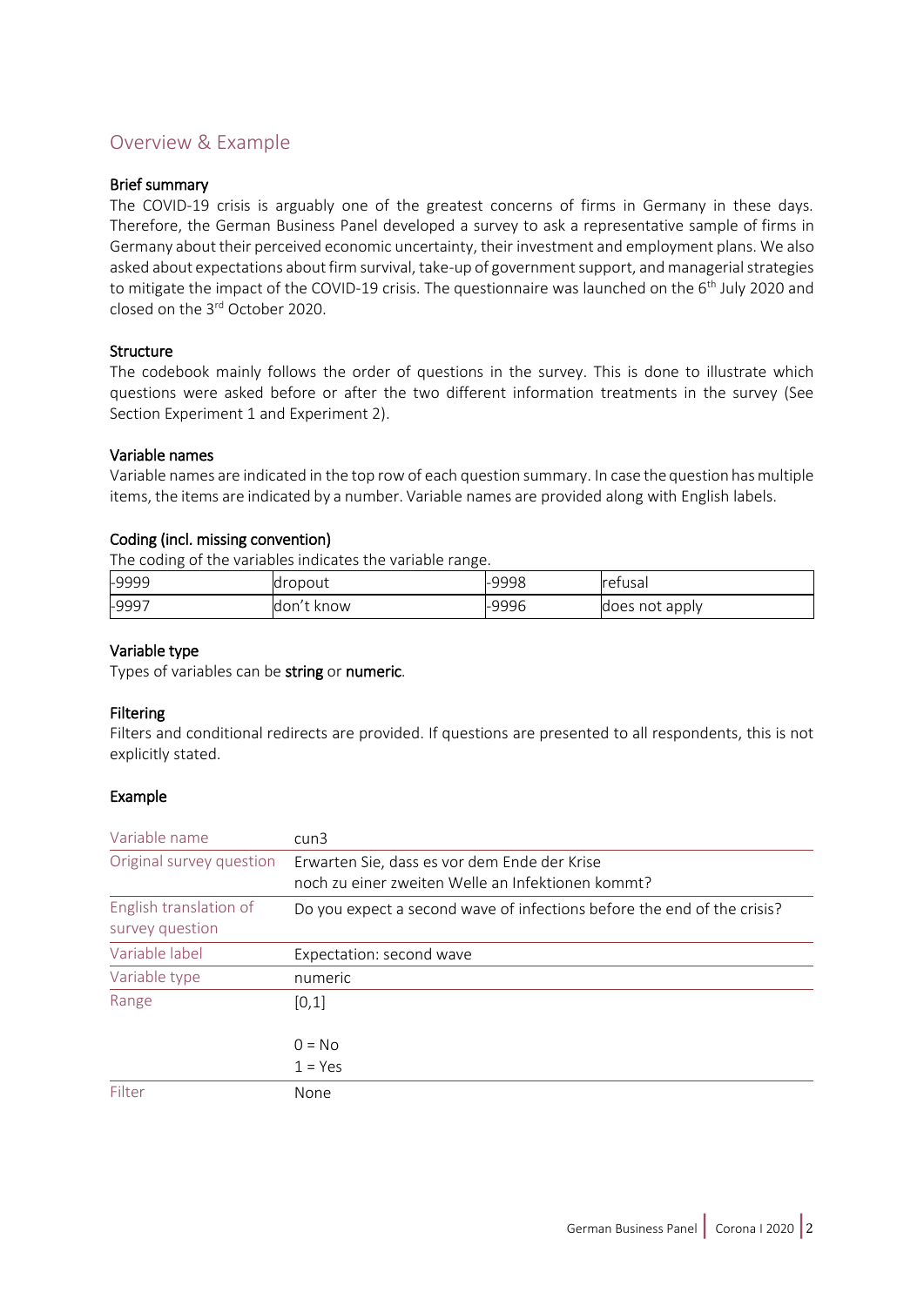## Overview & Example

### Brief summary

The COVID-19 crisis is arguably one of the greatest concerns of firms in Germany in these days. Therefore, the German Business Panel developed a survey to ask a representative sample of firms in Germany about their perceived economic uncertainty, their investment and employment plans. We also asked about expectations about firm survival, take-up of government support, and managerial strategies to mitigate the impact of the COVID-19 crisis. The questionnaire was launched on the 6th July 2020 and closed on the 3rd October 2020.

### Structure

The codebook mainly follows the order of questions in the survey. This is done to illustrate which questions were asked before or after the two different information treatments in the survey (See Section Experiment 1 and Experiment 2).

### Variable names

Variable names are indicated in the top row of each question summary. In case the question has multiple items, the items are indicated by a number. Variable names are provided along with English labels.

### Coding (incl. missing convention)

The coding of the variables indicates the variable range.

| -9999 | dropout | -9998 | refusal |
|---|---|---|---|
| -9997 | don't know | -9996 | does not apply |

### Variable type

Types of variables can be **string** or **numeric**.

### Filtering

Filters and conditional redirects are provided. If questions are presented to all respondents, this is not explicitly stated.

### Example

| Variable name | cun3 |
|---|---|
| Original survey question | Erwarten Sie, dass es vor dem Ende der Krise noch zu einer zweiten Welle an Infektionen kommt? |
| English translation of survey question | Do you expect a second wave of infections before the end of the crisis? |
| Variable label | Expectation: second wave |
| Variable type | numeric |
| Range | [0,1]<br><br>0 = No<br>1 = Yes |
| Filter | None |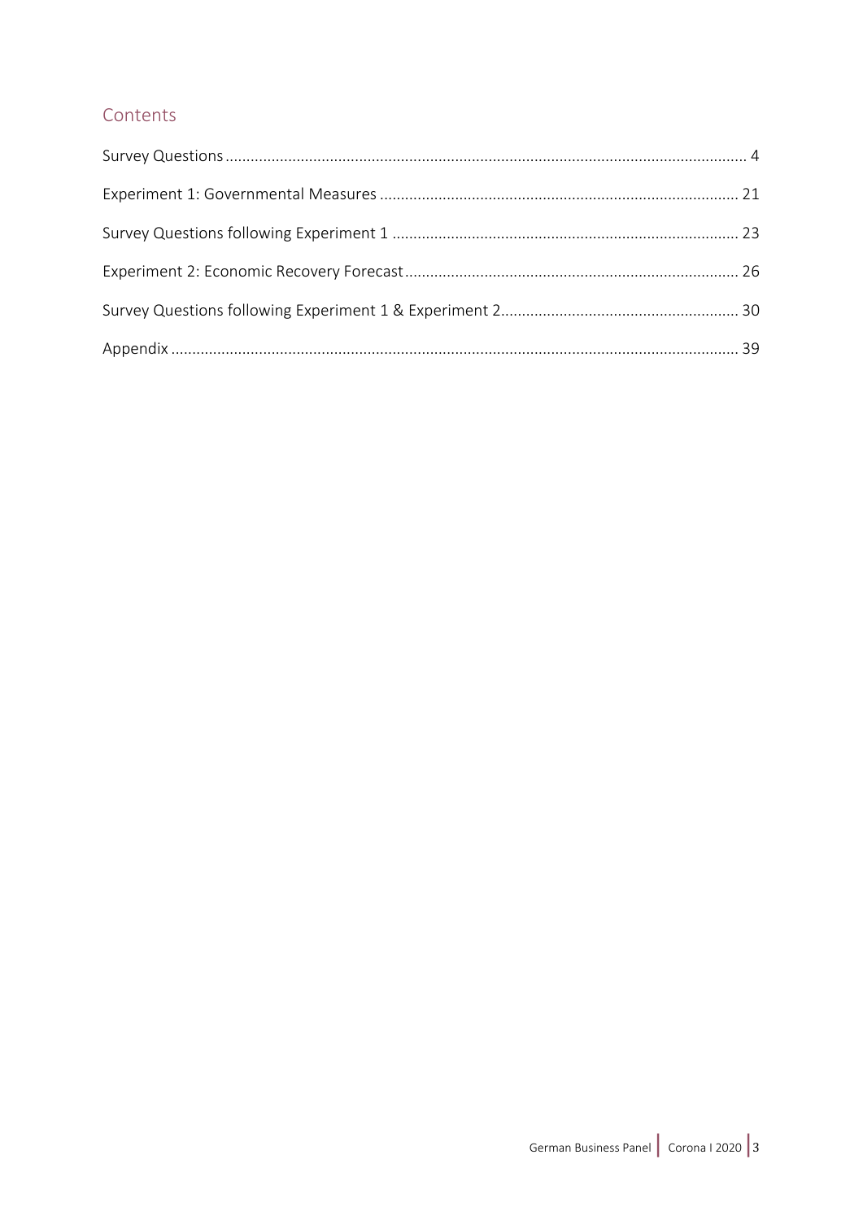## Contents

Survey Questions ........................................................................................................................... 4

Experiment 1: Governmental Measures ..................................................................................... 21

Survey Questions following Experiment 1 .................................................................................. 23

Experiment 2: Economic Recovery Forecast ............................................................................... 26

Survey Questions following Experiment 1 & Experiment 2 ......................................................... 30

Appendix ...................................................................................................................................... 39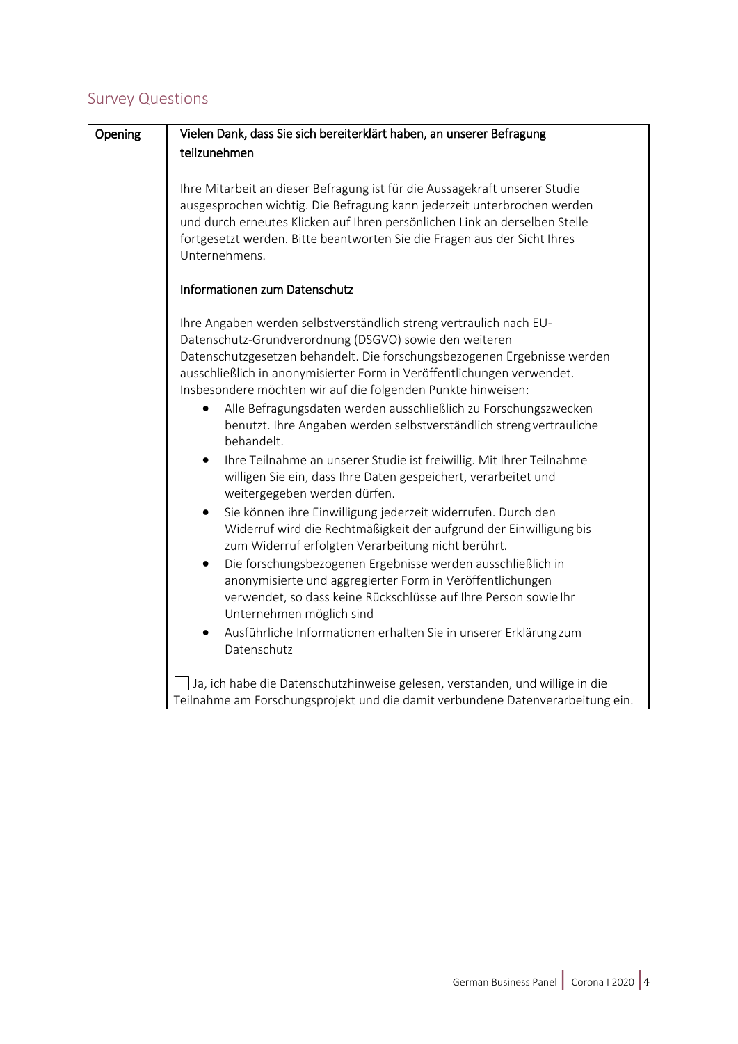## Survey Questions

| Opening | **Vielen Dank, dass Sie sich bereiterklärt haben, an unserer Befragung teilzunehmen**<br><br>Ihre Mitarbeit an dieser Befragung ist für die Aussagekraft unserer Studie ausgesprochen wichtig. Die Befragung kann jederzeit unterbrochen werden und durch erneutes Klicken auf Ihren persönlichen Link an derselben Stelle fortgesetzt werden. Bitte beantworten Sie die Fragen aus der Sicht Ihres Unternehmens.<br><br>**Informationen zum Datenschutz**<br><br>Ihre Angaben werden selbstverständlich streng vertraulich nach EU-Datenschutz-Grundverordnung (DSGVO) sowie den weiteren Datenschutzgesetzen behandelt. Die forschungsbezogenen Ergebnisse werden ausschließlich in anonymisierter Form in Veröffentlichungen verwendet. Insbesondere möchten wir auf die folgenden Punkte hinweisen:<br>• Alle Befragungsdaten werden ausschließlich zu Forschungszwecken benutzt. Ihre Angaben werden selbstverständlich streng vertrauliche behandelt.<br>• Ihre Teilnahme an unserer Studie ist freiwillig. Mit Ihrer Teilnahme willigen Sie ein, dass Ihre Daten gespeichert, verarbeitet und weitergegeben werden dürfen.<br>• Sie können ihre Einwilligung jederzeit widerrufen. Durch den Widerruf wird die Rechtmäßigkeit der aufgrund der Einwilligung bis zum Widerruf erfolgten Verarbeitung nicht berührt.<br>• Die forschungsbezogenen Ergebnisse werden ausschließlich in anonymisierte und aggregierter Form in Veröffentlichungen verwendet, so dass keine Rückschlüsse auf Ihre Person sowie Ihr Unternehmen möglich sind<br>• Ausführliche Informationen erhalten Sie in unserer Erklärung zum Datenschutz<br><br>☐ Ja, ich habe die Datenschutzhinweise gelesen, verstanden, und willige in die Teilnahme am Forschungsprojekt und die damit verbundene Datenverarbeitung ein. |
|---|---|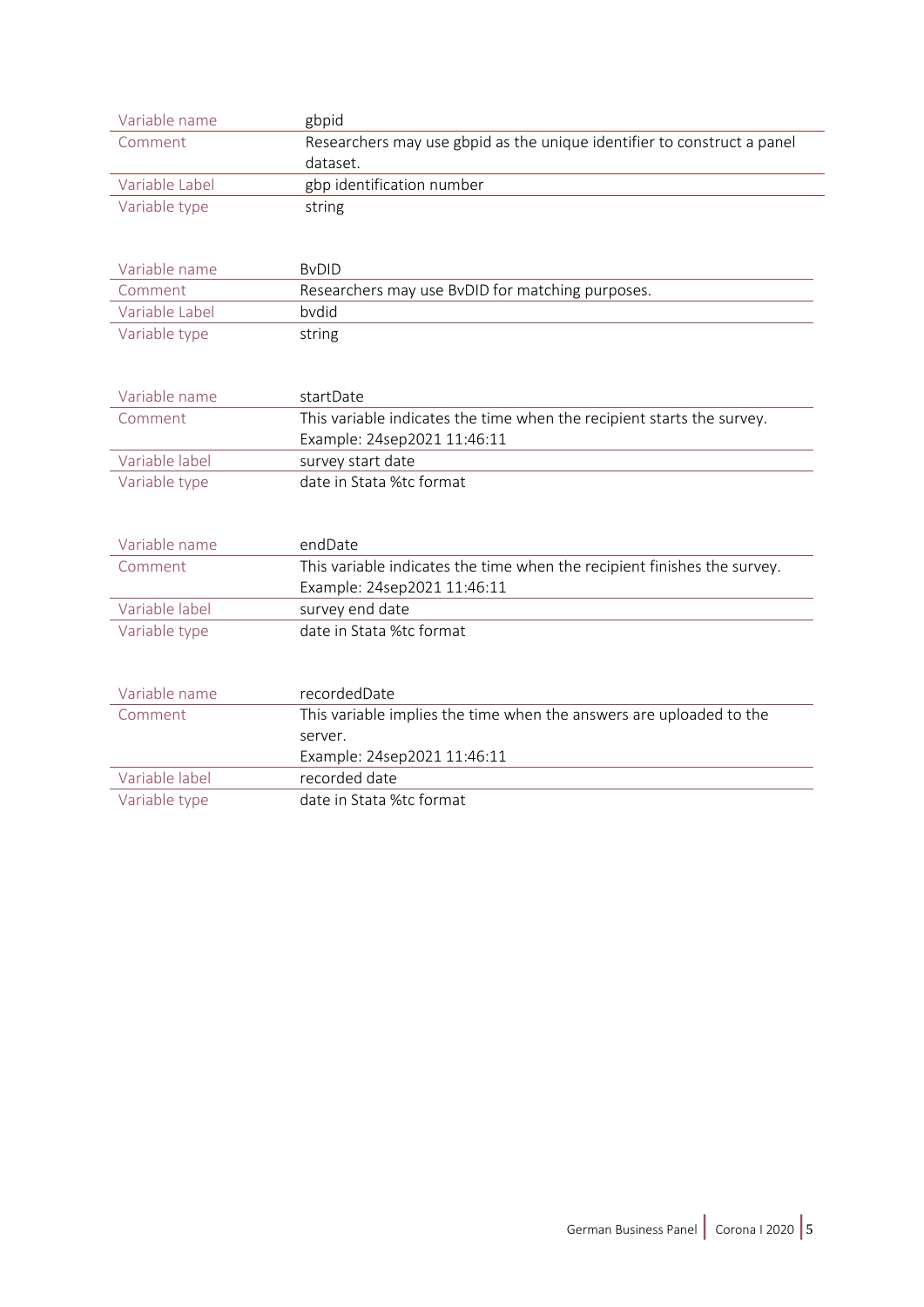| Variable name | gbpid |
|---|---|
| Comment | Researchers may use gbpid as the unique identifier to construct a panel dataset. |
| Variable Label | gbp identification number |
| Variable type | string |

| Variable name | BvDID |
|---|---|
| Comment | Researchers may use BvDID for matching purposes. |
| Variable Label | bvdid |
| Variable type | string |

| Variable name | startDate |
|---|---|
| Comment | This variable indicates the time when the recipient starts the survey.<br>Example: 24sep2021 11:46:11 |
| Variable label | survey start date |
| Variable type | date in Stata %tc format |

| Variable name | endDate |
|---|---|
| Comment | This variable indicates the time when the recipient finishes the survey.<br>Example: 24sep2021 11:46:11 |
| Variable label | survey end date |
| Variable type | date in Stata %tc format |

| Variable name | recordedDate |
|---|---|
| Comment | This variable implies the time when the answers are uploaded to the server.<br>Example: 24sep2021 11:46:11 |
| Variable label | recorded date |
| Variable type | date in Stata %tc format |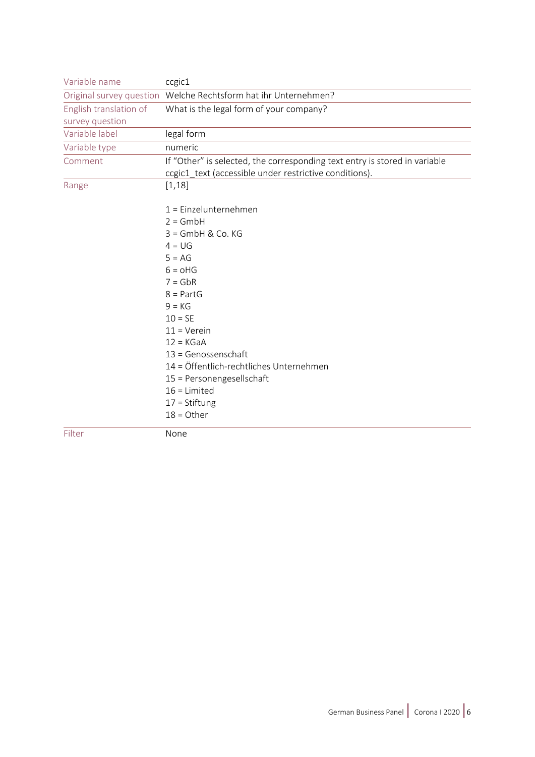| | |
|---|---|
| Variable name | ccgic1 |
| Original survey question | Welche Rechtsform hat ihr Unternehmen? |
| English translation of survey question | What is the legal form of your company? |
| Variable label | legal form |
| Variable type | numeric |
| Comment | If "Other" is selected, the corresponding text entry is stored in variable ccgic1_text (accessible under restrictive conditions). |
| Range | [1,18]<br><br>1 = Einzelunternehmen<br>2 = GmbH<br>3 = GmbH & Co. KG<br>4 = UG<br>5 = AG<br>6 = oHG<br>7 = GbR<br>8 = PartG<br>9 = KG<br>10 = SE<br>11 = Verein<br>12 = KGaA<br>13 = Genossenschaft<br>14 = Öffentlich-rechtliches Unternehmen<br>15 = Personengesellschaft<br>16 = Limited<br>17 = Stiftung<br>18 = Other |
| Filter | None |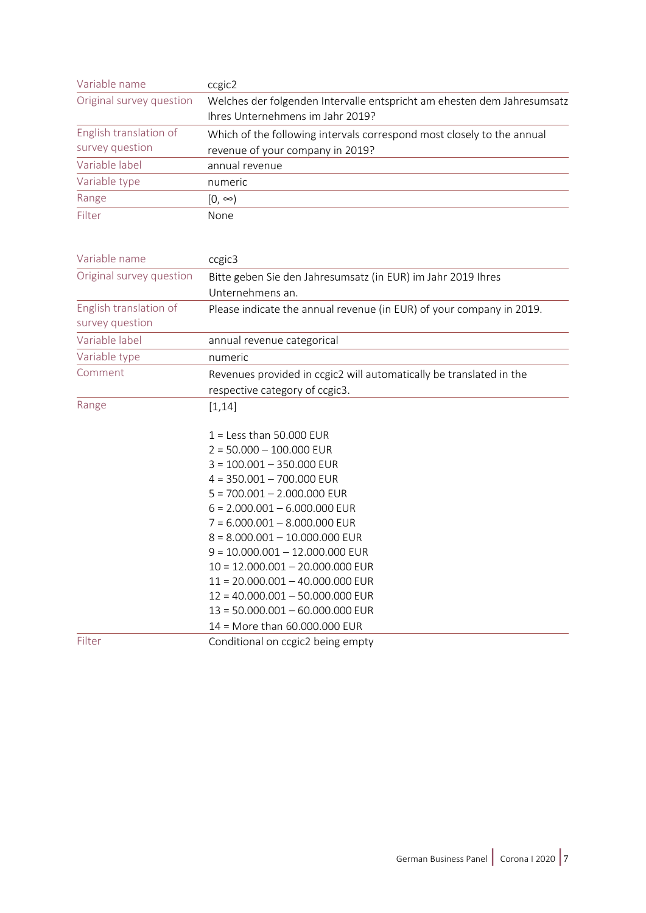| Variable name | ccgic2 |
| --- | --- |
| Original survey question | Welches der folgenden Intervalle entspricht am ehesten dem Jahresumsatz Ihres Unternehmens im Jahr 2019? |
| English translation of survey question | Which of the following intervals correspond most closely to the annual revenue of your company in 2019? |
| Variable label | annual revenue |
| Variable type | numeric |
| Range | [0, ∞) |
| Filter | None |

| Variable name | ccgic3 |
| --- | --- |
| Original survey question | Bitte geben Sie den Jahresumsatz (in EUR) im Jahr 2019 Ihres Unternehmens an. |
| English translation of survey question | Please indicate the annual revenue (in EUR) of your company in 2019. |
| Variable label | annual revenue categorical |
| Variable type | numeric |
| Comment | Revenues provided in ccgic2 will automatically be translated in the respective category of ccgic3. |
| Range | [1,14]<br><br>1 = Less than 50.000 EUR<br>2 = 50.000 – 100.000 EUR<br>3 = 100.001 – 350.000 EUR<br>4 = 350.001 – 700.000 EUR<br>5 = 700.001 – 2.000.000 EUR<br>6 = 2.000.001 – 6.000.000 EUR<br>7 = 6.000.001 – 8.000.000 EUR<br>8 = 8.000.001 – 10.000.000 EUR<br>9 = 10.000.001 – 12.000.000 EUR<br>10 = 12.000.001 – 20.000.000 EUR<br>11 = 20.000.001 – 40.000.000 EUR<br>12 = 40.000.001 – 50.000.000 EUR<br>13 = 50.000.001 – 60.000.000 EUR<br>14 = More than 60.000.000 EUR |
| Filter | Conditional on ccgic2 being empty |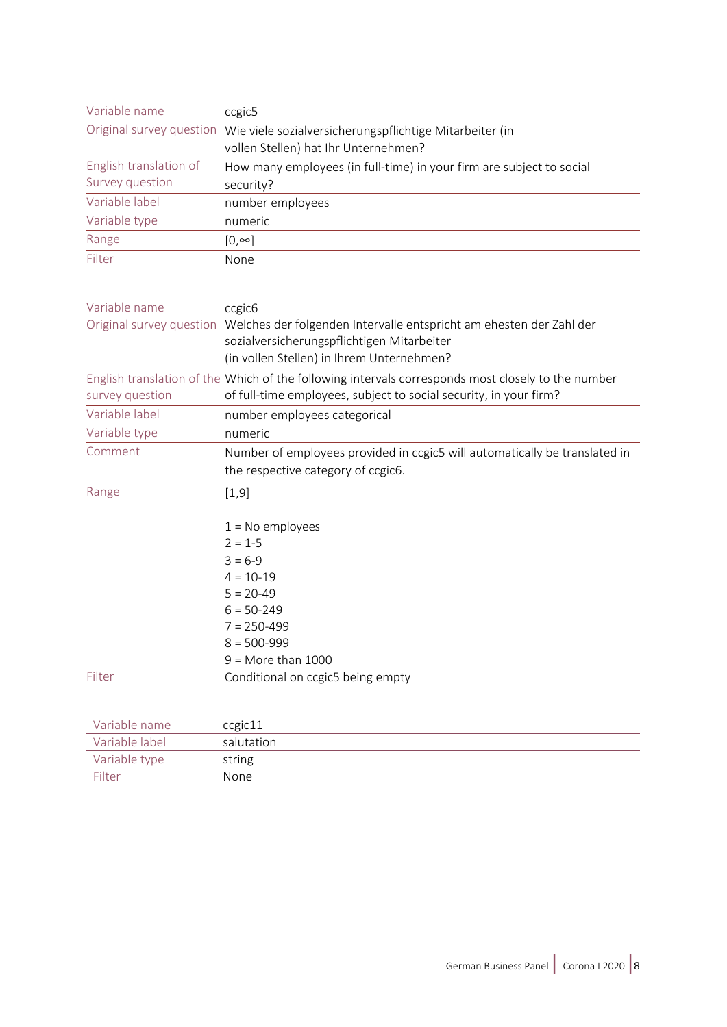| Variable name | ccgic5 |
| --- | --- |
| Original survey question | Wie viele sozialversicherungspflichtige Mitarbeiter (in vollen Stellen) hat Ihr Unternehmen? |
| English translation of Survey question | How many employees (in full-time) in your firm are subject to social security? |
| Variable label | number employees |
| Variable type | numeric |
| Range | $[0,\infty]$ |
| Filter | None |

| Variable name | ccgic6 |
| --- | --- |
| Original survey question | Welches der folgenden Intervalle entspricht am ehesten der Zahl der sozialversicherungspflichtigen Mitarbeiter (in vollen Stellen) in Ihrem Unternehmen? |
| English translation of the survey question | Which of the following intervals corresponds most closely to the number of full-time employees, subject to social security, in your firm? |
| Variable label | number employees categorical |
| Variable type | numeric |
| Comment | Number of employees provided in ccgic5 will automatically be translated in the respective category of ccgic6. |
| Range | [1,9]<br><br>1 = No employees<br>2 = 1-5<br>3 = 6-9<br>4 = 10-19<br>5 = 20-49<br>6 = 50-249<br>7 = 250-499<br>8 = 500-999<br>9 = More than 1000 |
| Filter | Conditional on ccgic5 being empty |

| Variable name | ccgic11 |
| --- | --- |
| Variable label | salutation |
| Variable type | string |
| Filter | None |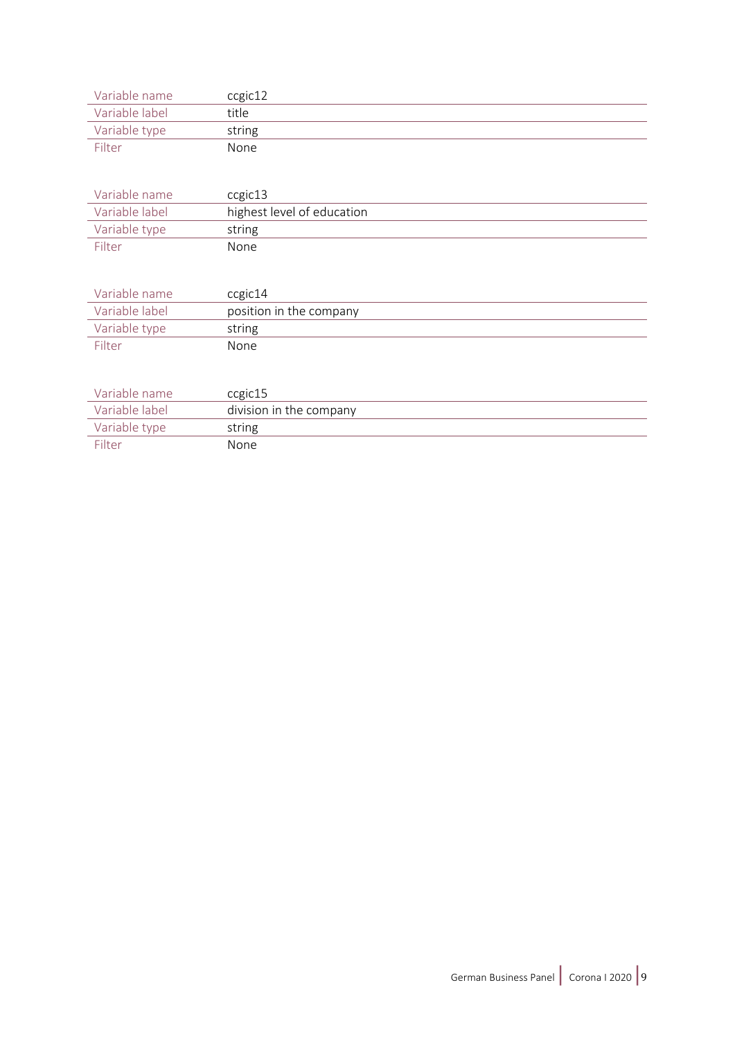| Variable name | ccgic12 |
| --- | --- |
| Variable label | title |
| Variable type | string |
| Filter | None |

| Variable name | ccgic13 |
| --- | --- |
| Variable label | highest level of education |
| Variable type | string |
| Filter | None |

| Variable name | ccgic14 |
| --- | --- |
| Variable label | position in the company |
| Variable type | string |
| Filter | None |

| Variable name | ccgic15 |
| --- | --- |
| Variable label | division in the company |
| Variable type | string |
| Filter | None |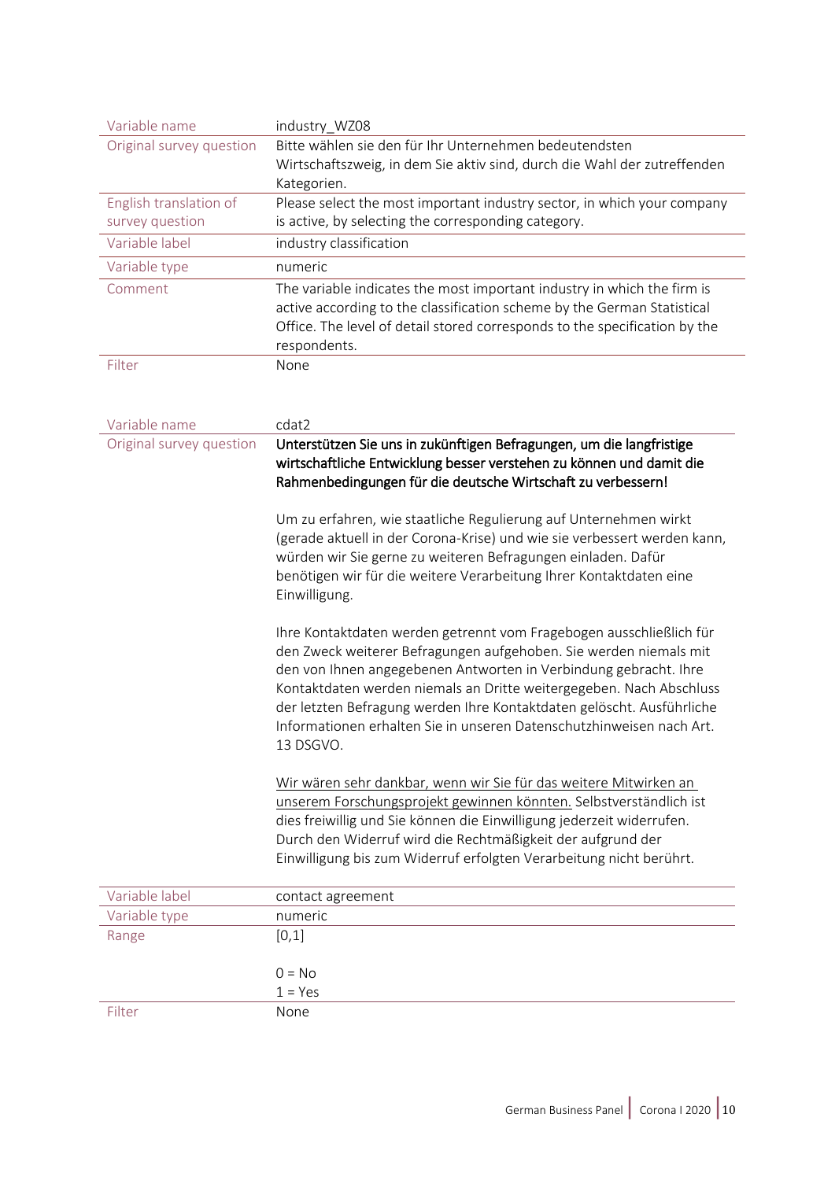| Variable name | industry_WZ08 |
|---|---|
| Original survey question | Bitte wählen sie den für Ihr Unternehmen bedeutendsten Wirtschaftszweig, in dem Sie aktiv sind, durch die Wahl der zutreffenden Kategorien. |
| English translation of survey question | Please select the most important industry sector, in which your company is active, by selecting the corresponding category. |
| Variable label | industry classification |
| Variable type | numeric |
| Comment | The variable indicates the most important industry in which the firm is active according to the classification scheme by the German Statistical Office. The level of detail stored corresponds to the specification by the respondents. |
| Filter | None |

| Variable name | cdat2 |
|---|---|
| Original survey question | **Unterstützen Sie uns in zukünftigen Befragungen, um die langfristige wirtschaftliche Entwicklung besser verstehen zu können und damit die Rahmenbedingungen für die deutsche Wirtschaft zu verbessern!**<br><br>Um zu erfahren, wie staatliche Regulierung auf Unternehmen wirkt (gerade aktuell in der Corona-Krise) und wie sie verbessert werden kann, würden wir Sie gerne zu weiteren Befragungen einladen. Dafür benötigen wir für die weitere Verarbeitung Ihrer Kontaktdaten eine Einwilligung.<br><br>Ihre Kontaktdaten werden getrennt vom Fragebogen ausschließlich für den Zweck weiterer Befragungen aufgehoben. Sie werden niemals mit den von Ihnen angegebenen Antworten in Verbindung gebracht. Ihre Kontaktdaten werden niemals an Dritte weitergegeben. Nach Abschluss der letzten Befragung werden Ihre Kontaktdaten gelöscht. Ausführliche Informationen erhalten Sie in unseren Datenschutzhinweisen nach Art. 13 DSGVO.<br><br><u>Wir wären sehr dankbar, wenn wir Sie für das weitere Mitwirken an unserem Forschungsprojekt gewinnen könnten.</u> Selbstverständlich ist dies freiwillig und Sie können die Einwilligung jederzeit widerrufen. Durch den Widerruf wird die Rechtmäßigkeit der aufgrund der Einwilligung bis zum Widerruf erfolgten Verarbeitung nicht berührt. |
| Variable label | contact agreement |
| Variable type | numeric |
| Range | [0,1]<br><br>0 = No<br>1 = Yes |
| Filter | None |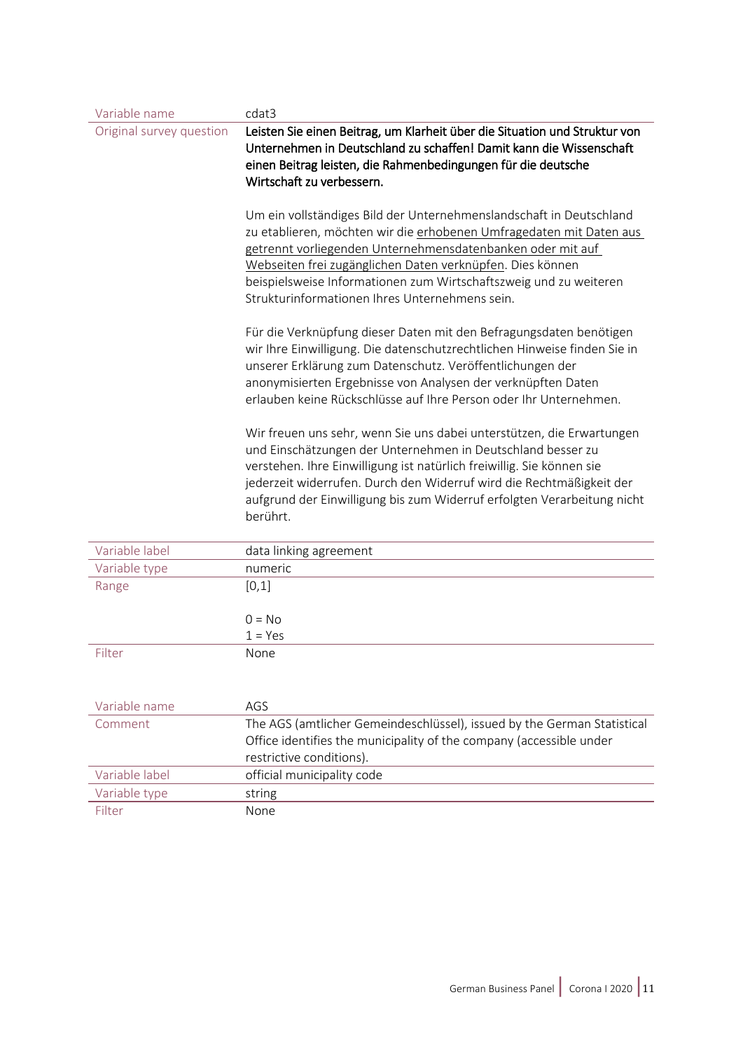| Variable name | cdat3 |
|---|---|
| Original survey question | **Leisten Sie einen Beitrag, um Klarheit über die Situation und Struktur von Unternehmen in Deutschland zu schaffen! Damit kann die Wissenschaft einen Beitrag leisten, die Rahmenbedingungen für die deutsche Wirtschaft zu verbessern.**<br><br>Um ein vollständiges Bild der Unternehmenslandschaft in Deutschland zu etablieren, möchten wir die erhobenen Umfragedaten mit Daten aus getrennt vorliegenden Unternehmensdatenbanken oder mit auf Webseiten frei zugänglichen Daten verknüpfen. Dies können beispielsweise Informationen zum Wirtschaftszweig und zu weiteren Strukturinformationen Ihres Unternehmens sein.<br><br>Für die Verknüpfung dieser Daten mit den Befragungsdaten benötigen wir Ihre Einwilligung. Die datenschutzrechtlichen Hinweise finden Sie in unserer Erklärung zum Datenschutz. Veröffentlichungen der anonymisierten Ergebnisse von Analysen der verknüpften Daten erlauben keine Rückschlüsse auf Ihre Person oder Ihr Unternehmen.<br><br>Wir freuen uns sehr, wenn Sie uns dabei unterstützen, die Erwartungen und Einschätzungen der Unternehmen in Deutschland besser zu verstehen. Ihre Einwilligung ist natürlich freiwillig. Sie können sie jederzeit widerrufen. Durch den Widerruf wird die Rechtmäßigkeit der aufgrund der Einwilligung bis zum Widerruf erfolgten Verarbeitung nicht berührt. |
| Variable label | data linking agreement |
| Variable type | numeric |
| Range | [0,1]<br><br>0 = No<br>1 = Yes |
| Filter | None |

| Variable name | AGS |
|---|---|
| Comment | The AGS (amtlicher Gemeindeschlüssel), issued by the German Statistical Office identifies the municipality of the company (accessible under restrictive conditions). |
| Variable label | official municipality code |
| Variable type | string |
| Filter | None |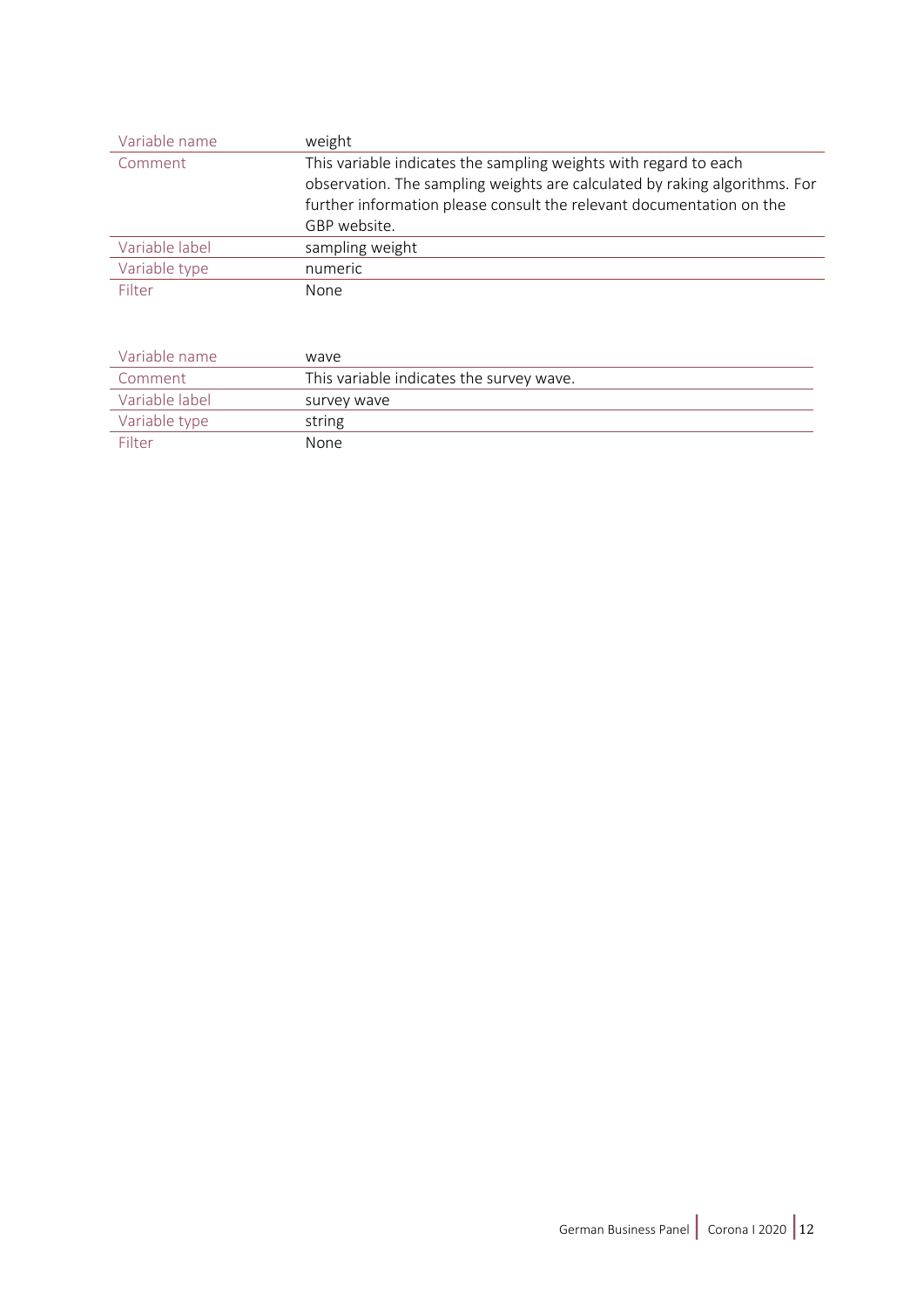| Variable name | weight |
| --- | --- |
| Comment | This variable indicates the sampling weights with regard to each observation. The sampling weights are calculated by raking algorithms. For further information please consult the relevant documentation on the GBP website. |
| Variable label | sampling weight |
| Variable type | numeric |
| Filter | None |

| Variable name | wave |
| --- | --- |
| Comment | This variable indicates the survey wave. |
| Variable label | survey wave |
| Variable type | string |
| Filter | None |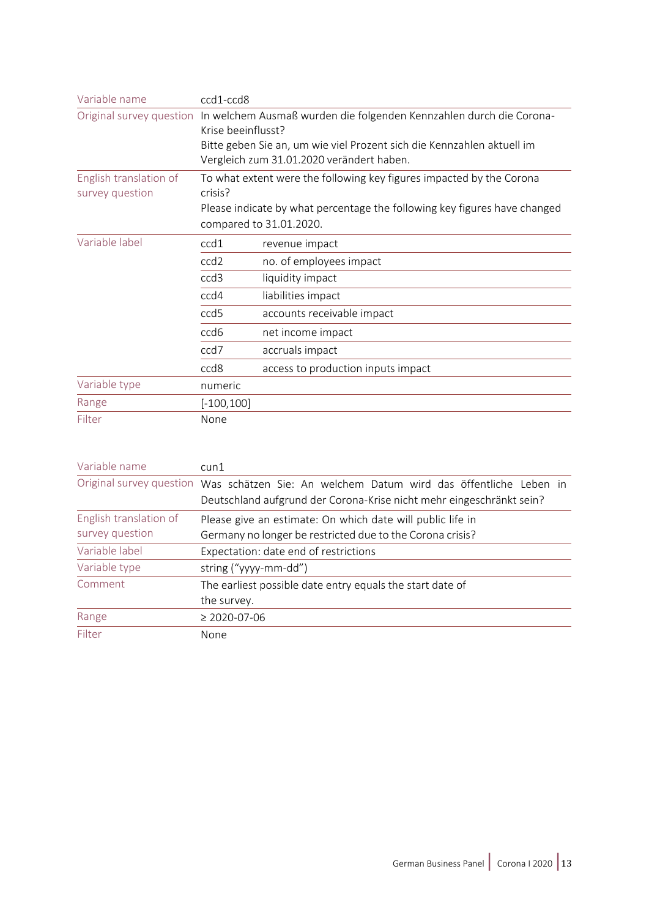| Variable name | ccd1-ccd8 | |
|---|---|---|
| Original survey question | In welchem Ausmaß wurden die folgenden Kennzahlen durch die Corona-Krise beeinflusst?<br>Bitte geben Sie an, um wie viel Prozent sich die Kennzahlen aktuell im Vergleich zum 31.01.2020 verändert haben. | |
| English translation of survey question | To what extent were the following key figures impacted by the Corona crisis?<br>Please indicate by what percentage the following key figures have changed compared to 31.01.2020. | |
| Variable label | ccd1 | revenue impact |
| | ccd2 | no. of employees impact |
| | ccd3 | liquidity impact |
| | ccd4 | liabilities impact |
| | ccd5 | accounts receivable impact |
| | ccd6 | net income impact |
| | ccd7 | accruals impact |
| | ccd8 | access to production inputs impact |
| Variable type | numeric | |
| Range | [-100,100] | |
| Filter | None | |

| Variable name | cun1 |
|---|---|
| Original survey question | Was schätzen Sie: An welchem Datum wird das öffentliche Leben in Deutschland aufgrund der Corona-Krise nicht mehr eingeschränkt sein? |
| English translation of survey question | Please give an estimate: On which date will public life in Germany no longer be restricted due to the Corona crisis? |
| Variable label | Expectation: date end of restrictions |
| Variable type | string ("yyyy-mm-dd") |
| Comment | The earliest possible date entry equals the start date of the survey. |
| Range | ≥ 2020-07-06 |
| Filter | None |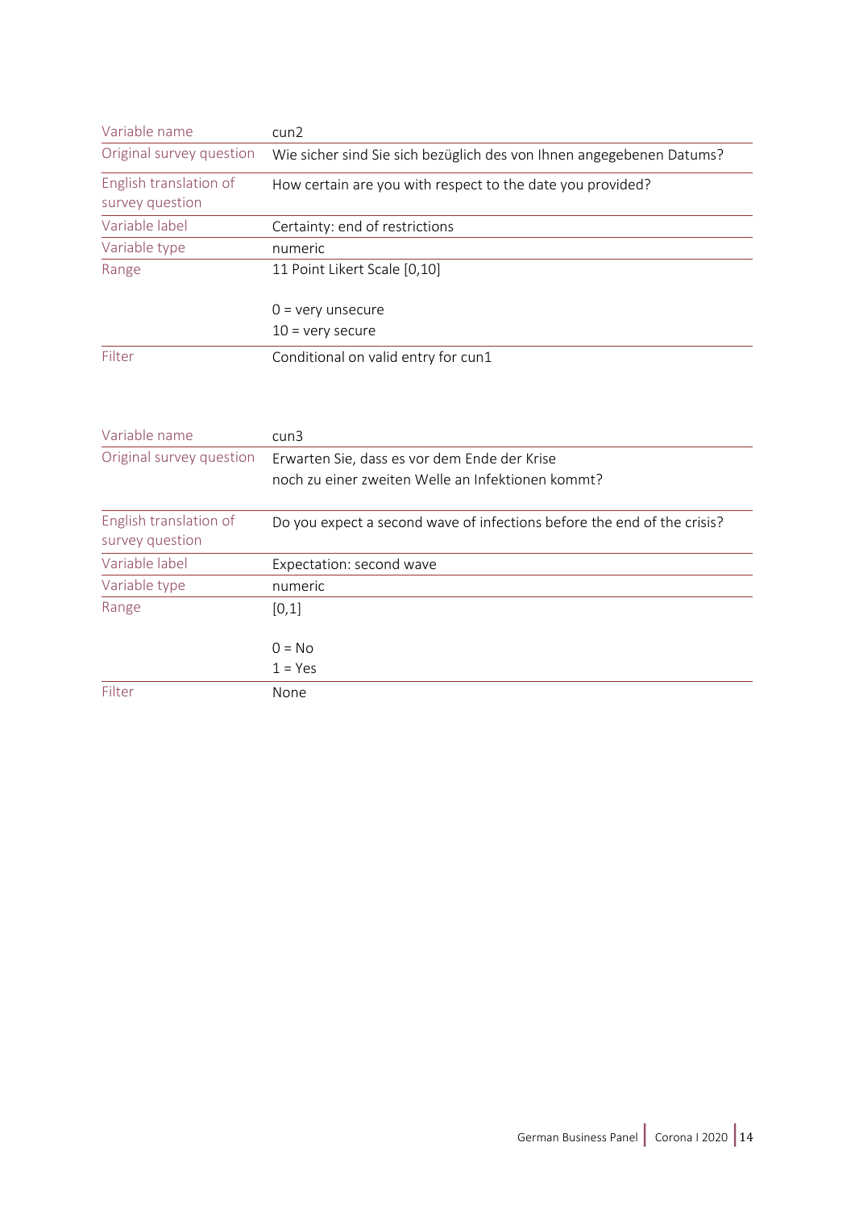| Variable name | cun2 |
|---|---|
| Original survey question | Wie sicher sind Sie sich bezüglich des von Ihnen angegebenen Datums? |
| English translation of survey question | How certain are you with respect to the date you provided? |
| Variable label | Certainty: end of restrictions |
| Variable type | numeric |
| Range | 11 Point Likert Scale [0,10]<br><br>0 = very unsecure<br>10 = very secure |
| Filter | Conditional on valid entry for cun1 |

| Variable name | cun3 |
|---|---|
| Original survey question | Erwarten Sie, dass es vor dem Ende der Krise noch zu einer zweiten Welle an Infektionen kommt? |
| English translation of survey question | Do you expect a second wave of infections before the end of the crisis? |
| Variable label | Expectation: second wave |
| Variable type | numeric |
| Range | [0,1]<br><br>0 = No<br>1 = Yes |
| Filter | None |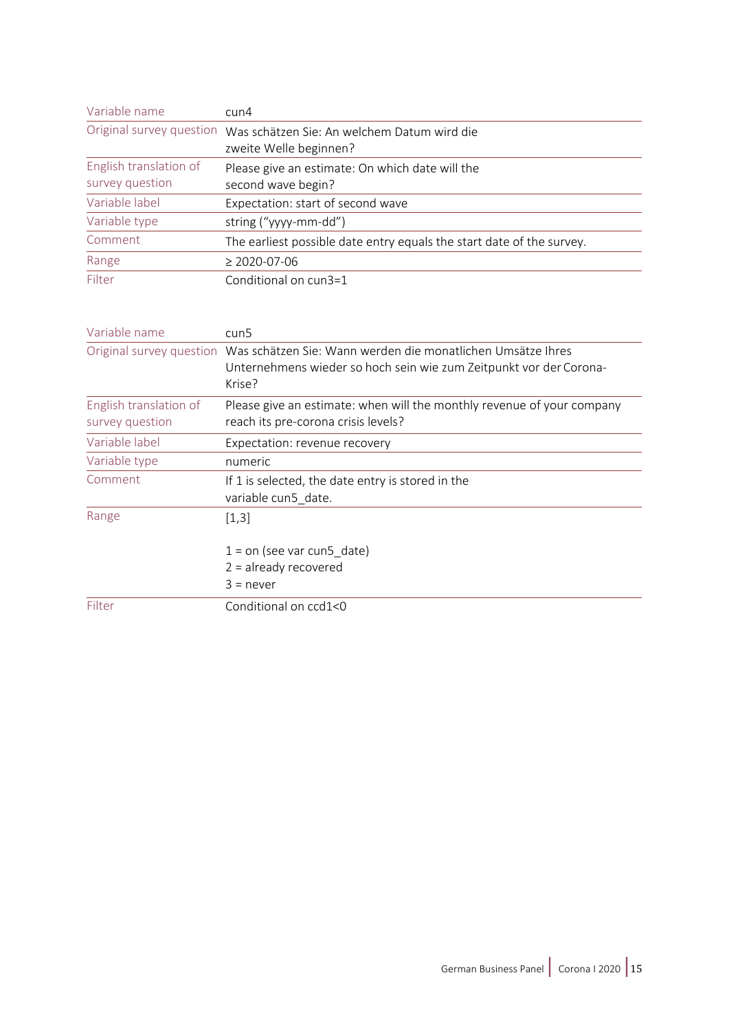| Variable name | cun4 |
|---|---|
| Original survey question | Was schätzen Sie: An welchem Datum wird die zweite Welle beginnen? |
| English translation of survey question | Please give an estimate: On which date will the second wave begin? |
| Variable label | Expectation: start of second wave |
| Variable type | string ("yyyy-mm-dd") |
| Comment | The earliest possible date entry equals the start date of the survey. |
| Range | ≥ 2020-07-06 |
| Filter | Conditional on cun3=1 |

| Variable name | cun5 |
|---|---|
| Original survey question | Was schätzen Sie: Wann werden die monatlichen Umsätze Ihres Unternehmens wieder so hoch sein wie zum Zeitpunkt vor der Corona-Krise? |
| English translation of survey question | Please give an estimate: when will the monthly revenue of your company reach its pre-corona crisis levels? |
| Variable label | Expectation: revenue recovery |
| Variable type | numeric |
| Comment | If 1 is selected, the date entry is stored in the variable cun5_date. |
| Range | [1,3]<br><br>1 = on (see var cun5_date)<br>2 = already recovered<br>3 = never |
| Filter | Conditional on ccd1<0 |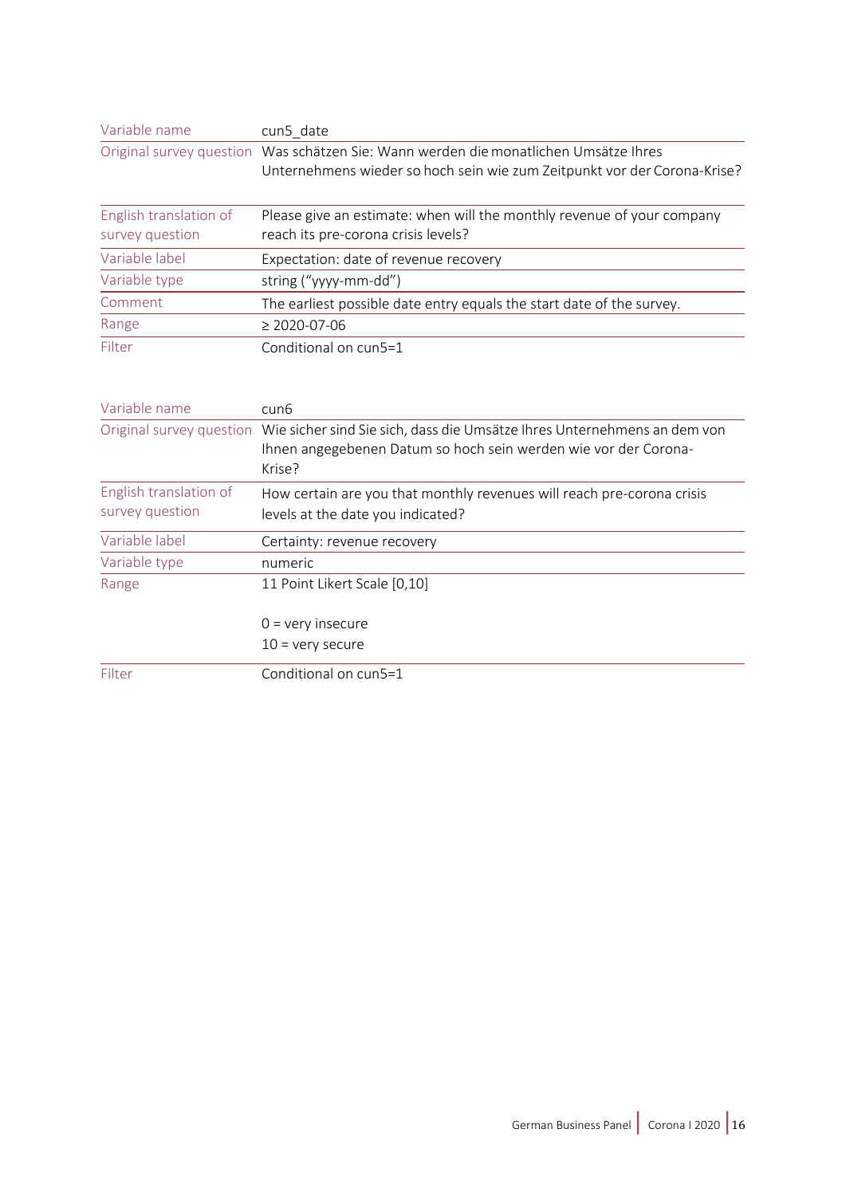| Variable name | cun5_date |
|---|---|
| Original survey question | Was schätzen Sie: Wann werden die monatlichen Umsätze Ihres Unternehmens wieder so hoch sein wie zum Zeitpunkt vor der Corona-Krise? |
| English translation of survey question | Please give an estimate: when will the monthly revenue of your company reach its pre-corona crisis levels? |
| Variable label | Expectation: date of revenue recovery |
| Variable type | string ("yyyy-mm-dd") |
| Comment | The earliest possible date entry equals the start date of the survey. |
| Range | ≥ 2020-07-06 |
| Filter | Conditional on cun5=1 |

| Variable name | cun6 |
|---|---|
| Original survey question | Wie sicher sind Sie sich, dass die Umsätze Ihres Unternehmens an dem von Ihnen angegebenen Datum so hoch sein werden wie vor der Corona-Krise? |
| English translation of survey question | How certain are you that monthly revenues will reach pre-corona crisis levels at the date you indicated? |
| Variable label | Certainty: revenue recovery |
| Variable type | numeric |
| Range | 11 Point Likert Scale [0,10]<br><br>0 = very insecure<br>10 = very secure |
| Filter | Conditional on cun5=1 |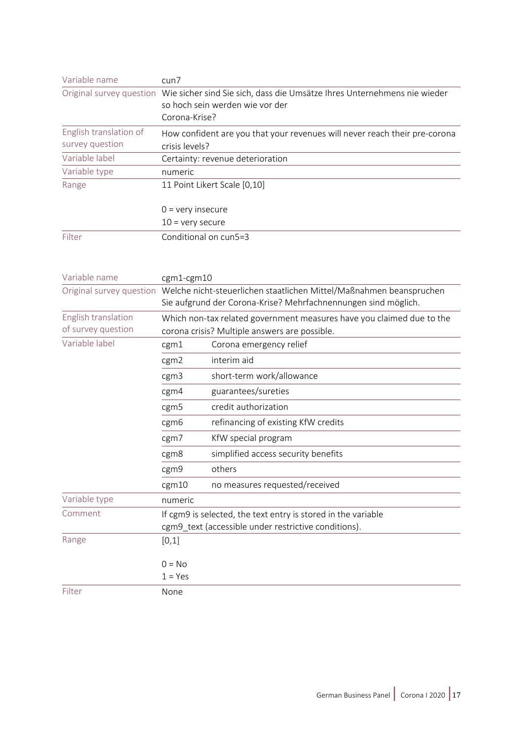| | |
|---|---|
| Variable name | cun7 |
| Original survey question | Wie sicher sind Sie sich, dass die Umsätze Ihres Unternehmens nie wieder so hoch sein werden wie vor der Corona-Krise? |
| English translation of survey question | How confident are you that your revenues will never reach their pre-corona crisis levels? |
| Variable label | Certainty: revenue deterioration |
| Variable type | numeric |
| Range | 11 Point Likert Scale [0,10]<br><br>0 = very insecure<br>10 = very secure |
| Filter | Conditional on cun5=3 |

| | | |
|---|---|---|
| Variable name | cgm1-cgm10 | |
| Original survey question | Welche nicht-steuerlichen staatlichen Mittel/Maßnahmen beanspruchen Sie aufgrund der Corona-Krise? Mehrfachnennungen sind möglich. | |
| English translation of survey question | Which non-tax related government measures have you claimed due to the corona crisis? Multiple answers are possible. | |
| Variable label | cgm1 | Corona emergency relief |
| | cgm2 | interim aid |
| | cgm3 | short-term work/allowance |
| | cgm4 | guarantees/sureties |
| | cgm5 | credit authorization |
| | cgm6 | refinancing of existing KfW credits |
| | cgm7 | KfW special program |
| | cgm8 | simplified access security benefits |
| | cgm9 | others |
| | cgm10 | no measures requested/received |
| Variable type | numeric | |
| Comment | If cgm9 is selected, the text entry is stored in the variable cgm9_text (accessible under restrictive conditions). | |
| Range | [0,1]<br><br>0 = No<br>1 = Yes | |
| Filter | None | |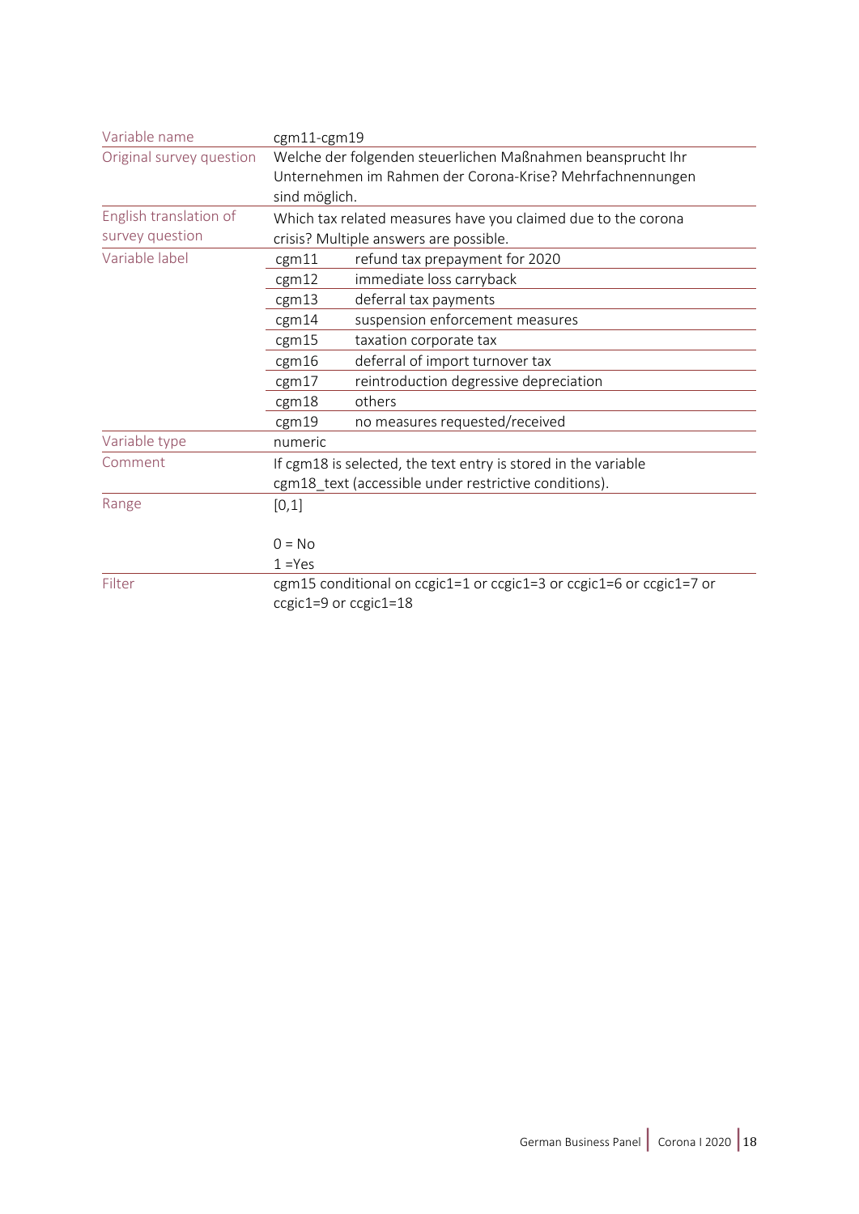| | | |
|---|---|---|
| Variable name | cgm11-cgm19 | |
| Original survey question | Welche der folgenden steuerlichen Maßnahmen beansprucht Ihr Unternehmen im Rahmen der Corona-Krise? Mehrfachnennungen sind möglich. | |
| English translation of survey question | Which tax related measures have you claimed due to the corona crisis? Multiple answers are possible. | |
| Variable label | cgm11 | refund tax prepayment for 2020 |
| | cgm12 | immediate loss carryback |
| | cgm13 | deferral tax payments |
| | cgm14 | suspension enforcement measures |
| | cgm15 | taxation corporate tax |
| | cgm16 | deferral of import turnover tax |
| | cgm17 | reintroduction degressive depreciation |
| | cgm18 | others |
| | cgm19 | no measures requested/received |
| Variable type | numeric | |
| Comment | If cgm18 is selected, the text entry is stored in the variable cgm18_text (accessible under restrictive conditions). | |
| Range | [0,1]<br><br>0 = No<br>1 =Yes | |
| Filter | cgm15 conditional on ccgic1=1 or ccgic1=3 or ccgic1=6 or ccgic1=7 or ccgic1=9 or ccgic1=18 | |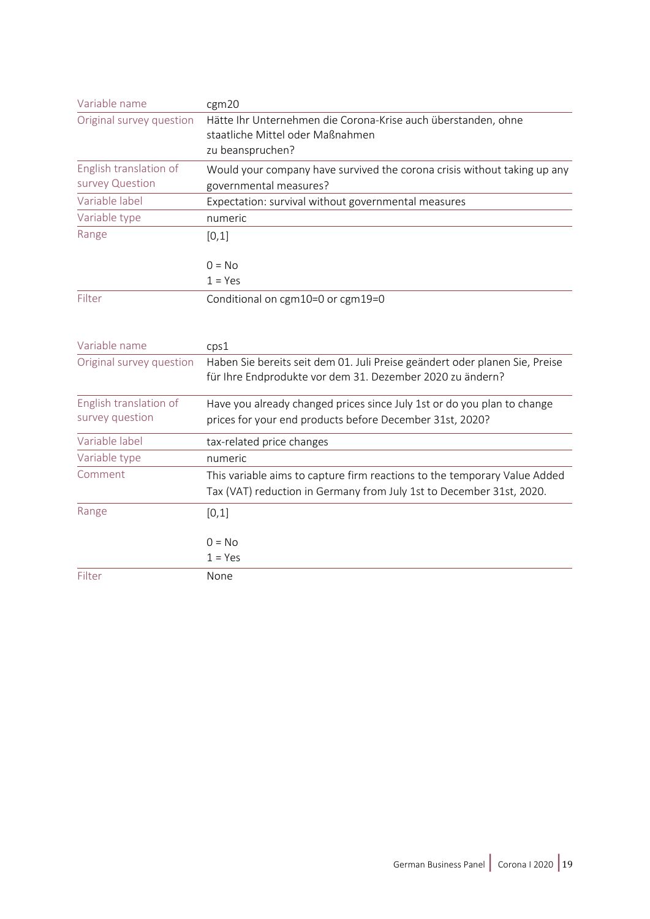| Variable name | cgm20 |
|---|---|
| Original survey question | Hätte Ihr Unternehmen die Corona-Krise auch überstanden, ohne staatliche Mittel oder Maßnahmen zu beanspruchen? |
| English translation of survey Question | Would your company have survived the corona crisis without taking up any governmental measures? |
| Variable label | Expectation: survival without governmental measures |
| Variable type | numeric |
| Range | [0,1]<br><br>0 = No<br>1 = Yes |
| Filter | Conditional on cgm10=0 or cgm19=0 |

| Variable name | cps1 |
|---|---|
| Original survey question | Haben Sie bereits seit dem 01. Juli Preise geändert oder planen Sie, Preise für Ihre Endprodukte vor dem 31. Dezember 2020 zu ändern? |
| English translation of survey question | Have you already changed prices since July 1st or do you plan to change prices for your end products before December 31st, 2020? |
| Variable label | tax-related price changes |
| Variable type | numeric |
| Comment | This variable aims to capture firm reactions to the temporary Value Added Tax (VAT) reduction in Germany from July 1st to December 31st, 2020. |
| Range | [0,1]<br><br>0 = No<br>1 = Yes |
| Filter | None |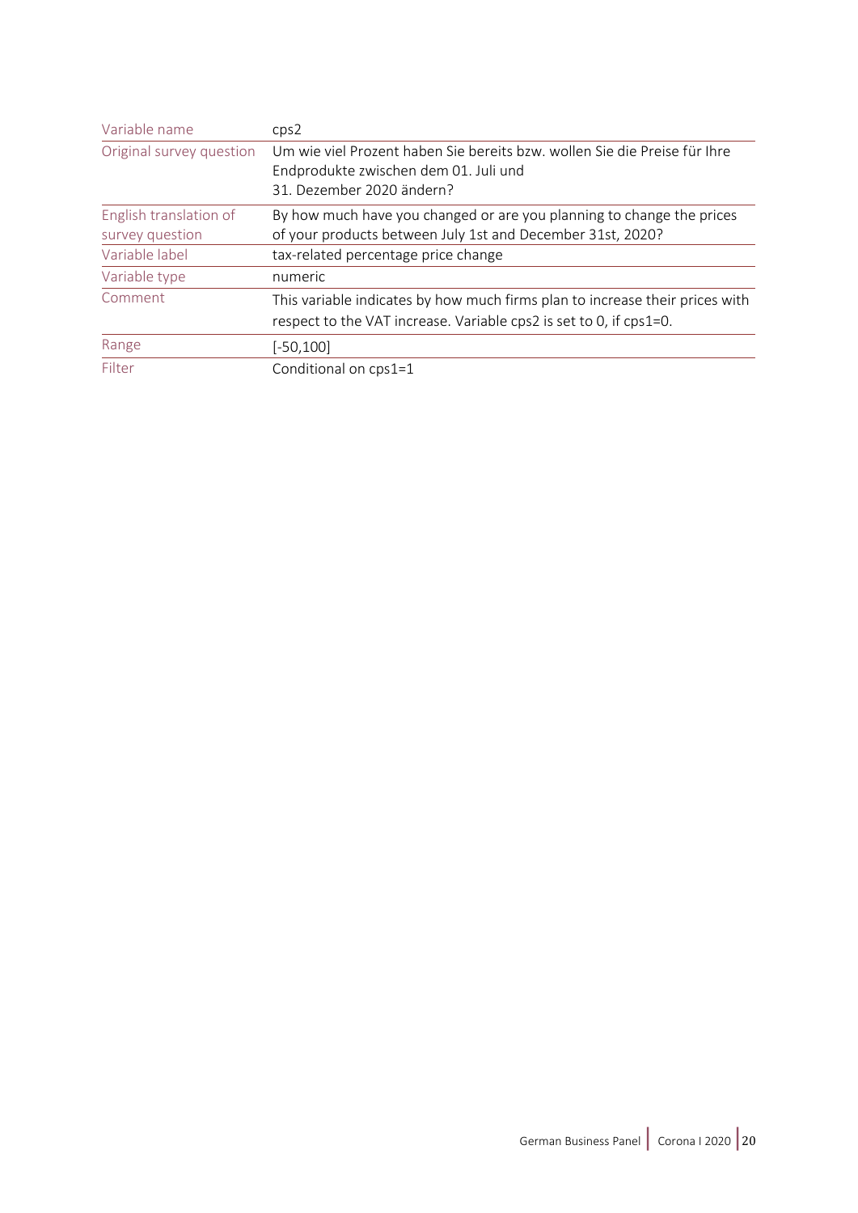| Variable name | cps2 |
| --- | --- |
| Original survey question | Um wie viel Prozent haben Sie bereits bzw. wollen Sie die Preise für Ihre Endprodukte zwischen dem 01. Juli und 31. Dezember 2020 ändern? |
| English translation of survey question | By how much have you changed or are you planning to change the prices of your products between July 1st and December 31st, 2020? |
| Variable label | tax-related percentage price change |
| Variable type | numeric |
| Comment | This variable indicates by how much firms plan to increase their prices with respect to the VAT increase. Variable cps2 is set to 0, if cps1=0. |
| Range | [-50,100] |
| Filter | Conditional on cps1=1 |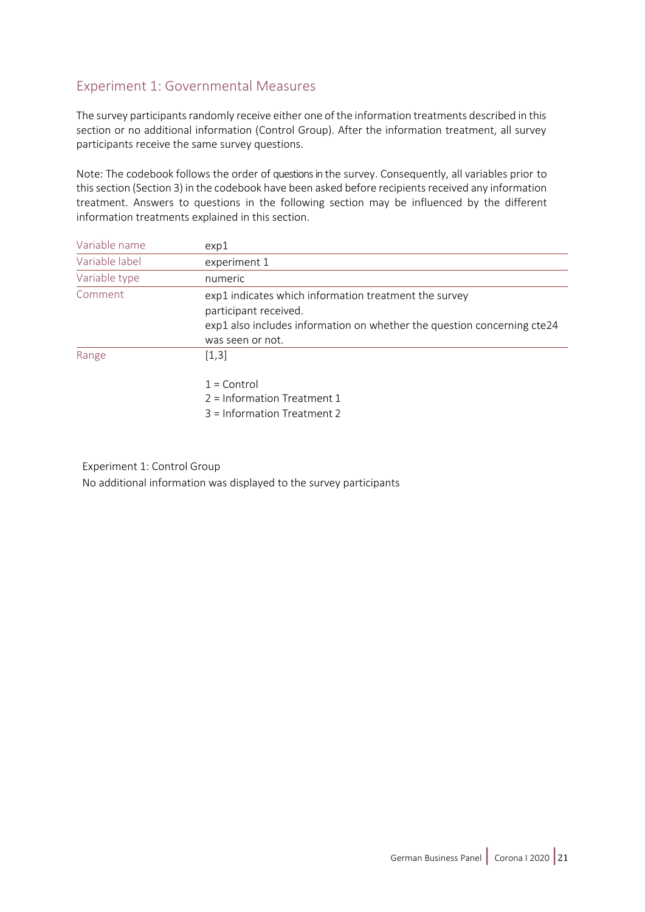## Experiment 1: Governmental Measures

The survey participants randomly receive either one of the information treatments described in this section or no additional information (Control Group). After the information treatment, all survey participants receive the same survey questions.

Note: The codebook follows the order of questions in the survey. Consequently, all variables prior to this section (Section 3) in the codebook have been asked before recipients received any information treatment. Answers to questions in the following section may be influenced by the different information treatments explained in this section.

| | |
|---|---|
| Variable name | exp1 |
| Variable label | experiment 1 |
| Variable type | numeric |
| Comment | exp1 indicates which information treatment the survey participant received.<br>exp1 also includes information on whether the question concerning cte24 was seen or not. |
| Range | [1,3]<br><br>1 = Control<br>2 = Information Treatment 1<br>3 = Information Treatment 2 |

Experiment 1: Control Group

No additional information was displayed to the survey participants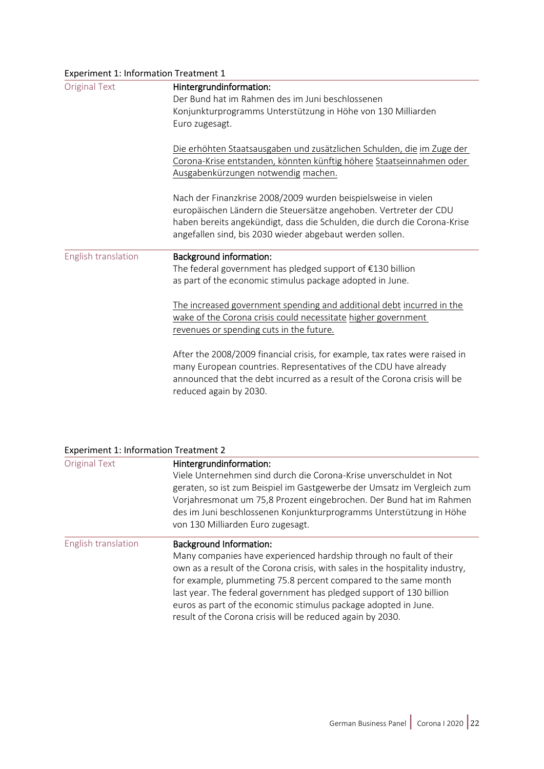Experiment 1: Information Treatment 1

| | |
|---|---|
| Original Text | **Hintergrundinformation:**<br>Der Bund hat im Rahmen des im Juni beschlossenen Konjunkturprogramms Unterstützung in Höhe von 130 Milliarden Euro zugesagt.<br><br><u>Die erhöhten Staatsausgaben und zusätzlichen Schulden, die im Zuge der Corona-Krise entstanden, könnten künftig höhere Staatseinnahmen oder Ausgabenkürzungen notwendig machen.</u><br><br>Nach der Finanzkrise 2008/2009 wurden beispielsweise in vielen europäischen Ländern die Steuersätze angehoben. Vertreter der CDU haben bereits angekündigt, dass die Schulden, die durch die Corona-Krise angefallen sind, bis 2030 wieder abgebaut werden sollen. |
| English translation | **Background information:**<br>The federal government has pledged support of €130 billion as part of the economic stimulus package adopted in June.<br><br><u>The increased government spending and additional debt incurred in the wake of the Corona crisis could necessitate higher government revenues or spending cuts in the future.</u><br><br>After the 2008/2009 financial crisis, for example, tax rates were raised in many European countries. Representatives of the CDU have already announced that the debt incurred as a result of the Corona crisis will be reduced again by 2030. |

Experiment 1: Information Treatment 2

| | |
|---|---|
| Original Text | **Hintergrundinformation:**<br>Viele Unternehmen sind durch die Corona-Krise unverschuldet in Not geraten, so ist zum Beispiel im Gastgewerbe der Umsatz im Vergleich zum Vorjahresmonat um 75,8 Prozent eingebrochen. Der Bund hat im Rahmen des im Juni beschlossenen Konjunkturprogramms Unterstützung in Höhe von 130 Milliarden Euro zugesagt. |
| English translation | **Background Information:**<br>Many companies have experienced hardship through no fault of their own as a result of the Corona crisis, with sales in the hospitality industry, for example, plummeting 75.8 percent compared to the same month last year. The federal government has pledged support of 130 billion euros as part of the economic stimulus package adopted in June. result of the Corona crisis will be reduced again by 2030. |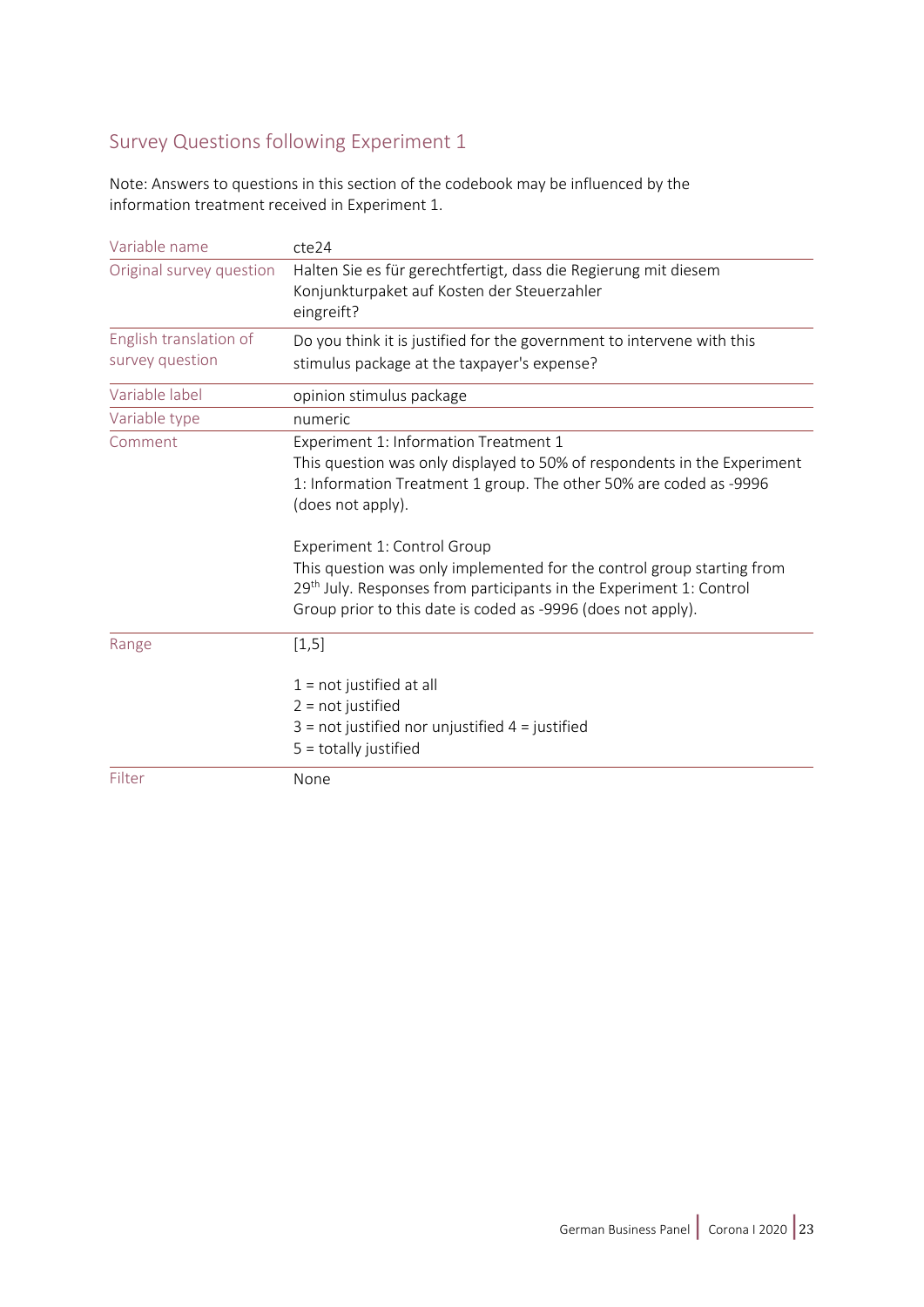## Survey Questions following Experiment 1

Note: Answers to questions in this section of the codebook may be influenced by the information treatment received in Experiment 1.

| Variable name | cte24 |
|---|---|
| Original survey question | Halten Sie es für gerechtfertigt, dass die Regierung mit diesem Konjunkturpaket auf Kosten der Steuerzahler eingreift? |
| English translation of survey question | Do you think it is justified for the government to intervene with this stimulus package at the taxpayer's expense? |
| Variable label | opinion stimulus package |
| Variable type | numeric |
| Comment | Experiment 1: Information Treatment 1<br>This question was only displayed to 50% of respondents in the Experiment 1: Information Treatment 1 group. The other 50% are coded as -9996 (does not apply).<br><br>Experiment 1: Control Group<br>This question was only implemented for the control group starting from 29th July. Responses from participants in the Experiment 1: Control Group prior to this date is coded as -9996 (does not apply). |
| Range | [1,5]<br><br>1 = not justified at all<br>2 = not justified<br>3 = not justified nor unjustified 4 = justified<br>5 = totally justified |
| Filter | None |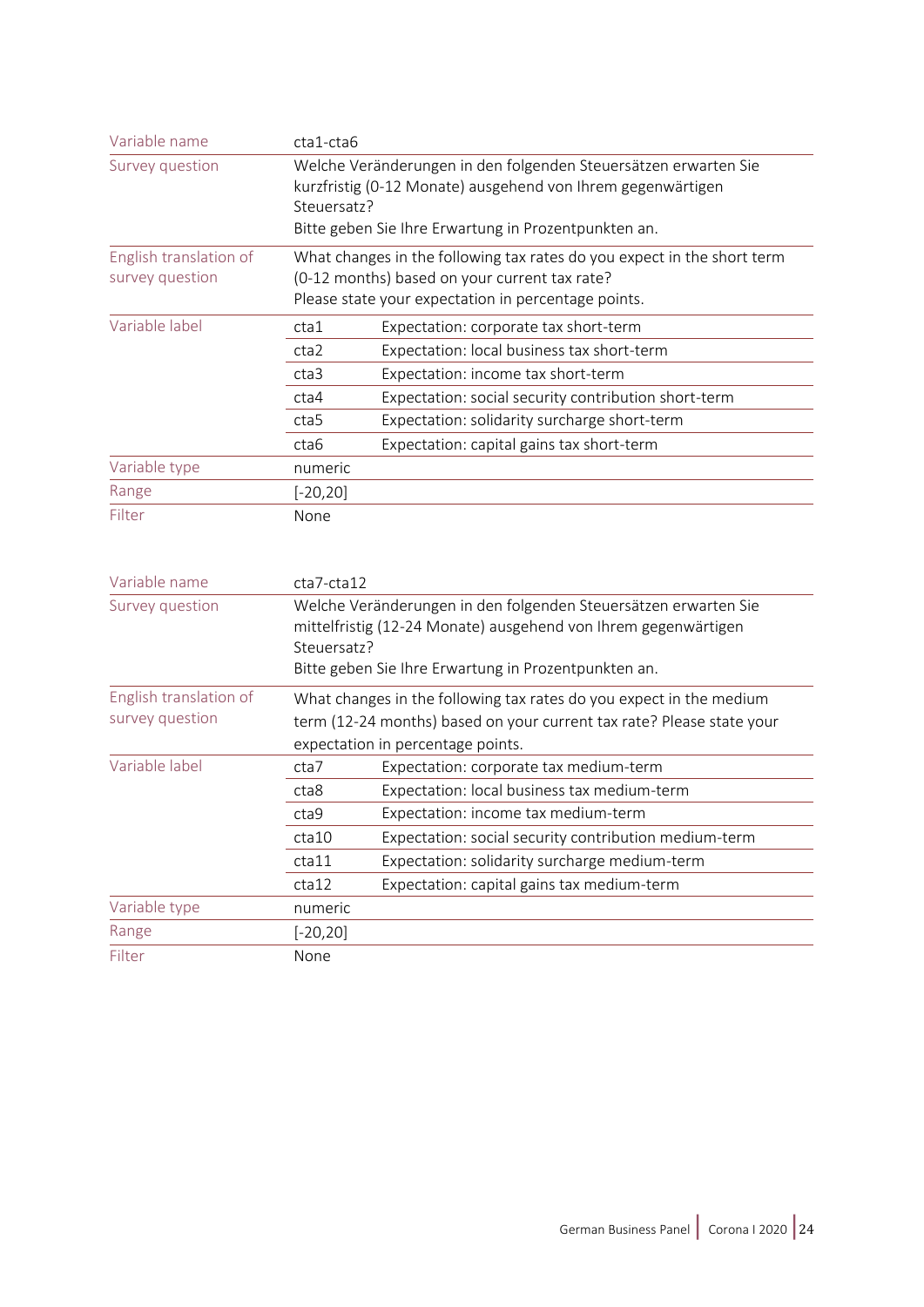| Variable name | cta1-cta6 | |
|---|---|---|
| Survey question | Welche Veränderungen in den folgenden Steuersätzen erwarten Sie kurzfristig (0-12 Monate) ausgehend von Ihrem gegenwärtigen Steuersatz? Bitte geben Sie Ihre Erwartung in Prozentpunkten an. | |
| English translation of survey question | What changes in the following tax rates do you expect in the short term (0-12 months) based on your current tax rate? Please state your expectation in percentage points. | |
| Variable label | cta1 | Expectation: corporate tax short-term |
| | cta2 | Expectation: local business tax short-term |
| | cta3 | Expectation: income tax short-term |
| | cta4 | Expectation: social security contribution short-term |
| | cta5 | Expectation: solidarity surcharge short-term |
| | cta6 | Expectation: capital gains tax short-term |
| Variable type | numeric | |
| Range | [-20,20] | |
| Filter | None | |

| Variable name | cta7-cta12 | |
|---|---|---|
| Survey question | Welche Veränderungen in den folgenden Steuersätzen erwarten Sie mittelfristig (12-24 Monate) ausgehend von Ihrem gegenwärtigen Steuersatz? Bitte geben Sie Ihre Erwartung in Prozentpunkten an. | |
| English translation of survey question | What changes in the following tax rates do you expect in the medium term (12-24 months) based on your current tax rate? Please state your expectation in percentage points. | |
| Variable label | cta7 | Expectation: corporate tax medium-term |
| | cta8 | Expectation: local business tax medium-term |
| | cta9 | Expectation: income tax medium-term |
| | cta10 | Expectation: social security contribution medium-term |
| | cta11 | Expectation: solidarity surcharge medium-term |
| | cta12 | Expectation: capital gains tax medium-term |
| Variable type | numeric | |
| Range | [-20,20] | |
| Filter | None | |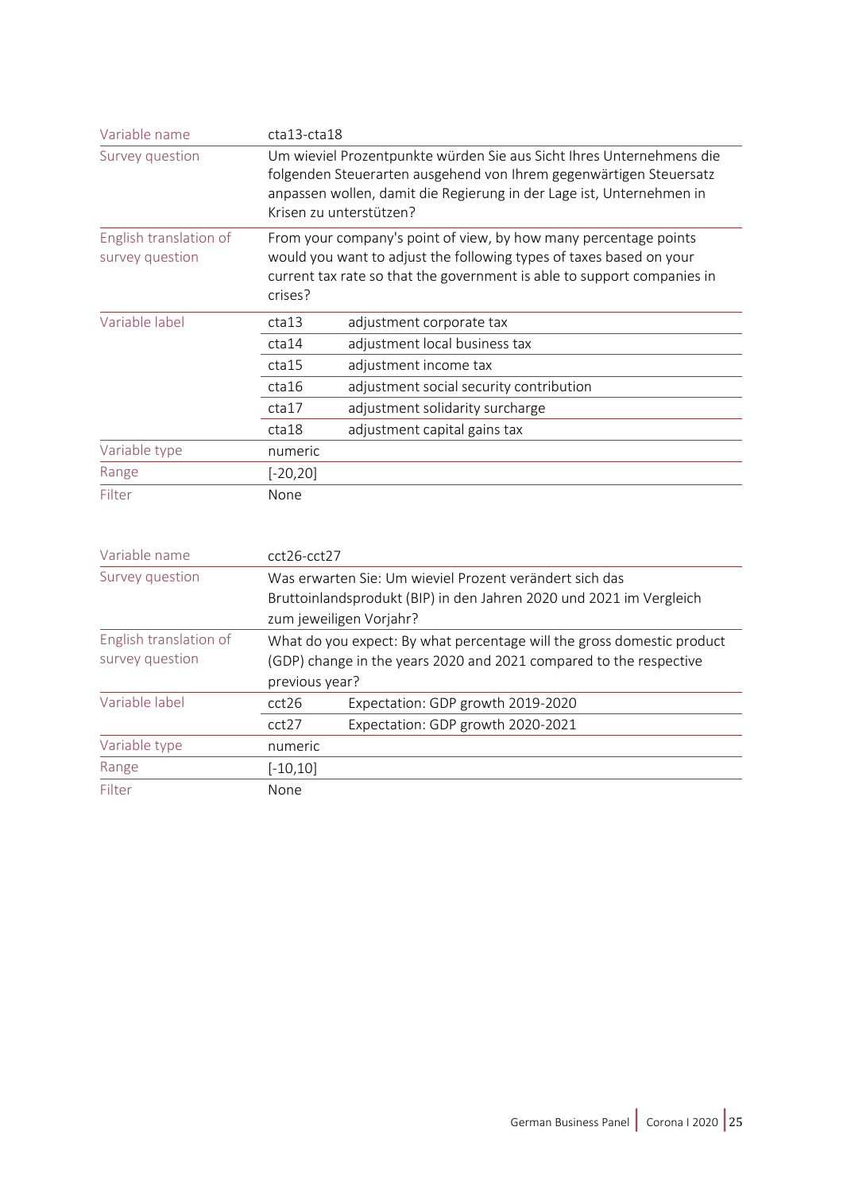| Variable name | cta13-cta18 | |
|---|---|---|
| Survey question | Um wieviel Prozentpunkte würden Sie aus Sicht Ihres Unternehmens die folgenden Steuerarten ausgehend von Ihrem gegenwärtigen Steuersatz anpassen wollen, damit die Regierung in der Lage ist, Unternehmen in Krisen zu unterstützen? | |
| English translation of survey question | From your company's point of view, by how many percentage points would you want to adjust the following types of taxes based on your current tax rate so that the government is able to support companies in crises? | |
| Variable label | cta13 | adjustment corporate tax |
| | cta14 | adjustment local business tax |
| | cta15 | adjustment income tax |
| | cta16 | adjustment social security contribution |
| | cta17 | adjustment solidarity surcharge |
| | cta18 | adjustment capital gains tax |
| Variable type | numeric | |
| Range | [-20,20] | |
| Filter | None | |

| Variable name | cct26-cct27 | |
|---|---|---|
| Survey question | Was erwarten Sie: Um wieviel Prozent verändert sich das Bruttoinlandsprodukt (BIP) in den Jahren 2020 und 2021 im Vergleich zum jeweiligen Vorjahr? | |
| English translation of survey question | What do you expect: By what percentage will the gross domestic product (GDP) change in the years 2020 and 2021 compared to the respective previous year? | |
| Variable label | cct26 | Expectation: GDP growth 2019-2020 |
| | cct27 | Expectation: GDP growth 2020-2021 |
| Variable type | numeric | |
| Range | [-10,10] | |
| Filter | None | |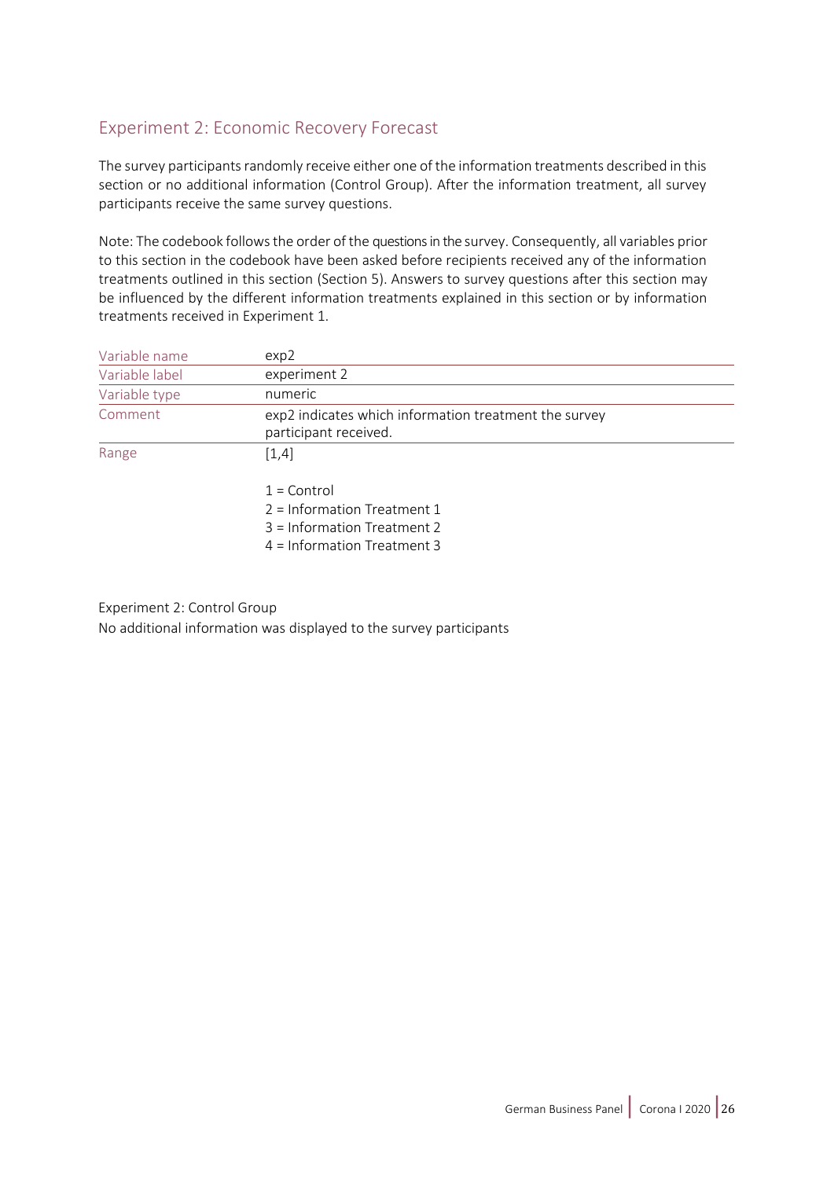## Experiment 2: Economic Recovery Forecast

The survey participants randomly receive either one of the information treatments described in this section or no additional information (Control Group). After the information treatment, all survey participants receive the same survey questions.

Note: The codebook follows the order of the questions in the survey. Consequently, all variables prior to this section in the codebook have been asked before recipients received any of the information treatments outlined in this section (Section 5). Answers to survey questions after this section may be influenced by the different information treatments explained in this section or by information treatments received in Experiment 1.

| Variable name | exp2 |
|---|---|
| Variable label | experiment 2 |
| Variable type | numeric |
| Comment | exp2 indicates which information treatment the survey participant received. |
| Range | [1,4]<br><br>1 = Control<br>2 = Information Treatment 1<br>3 = Information Treatment 2<br>4 = Information Treatment 3 |

Experiment 2: Control Group

No additional information was displayed to the survey participants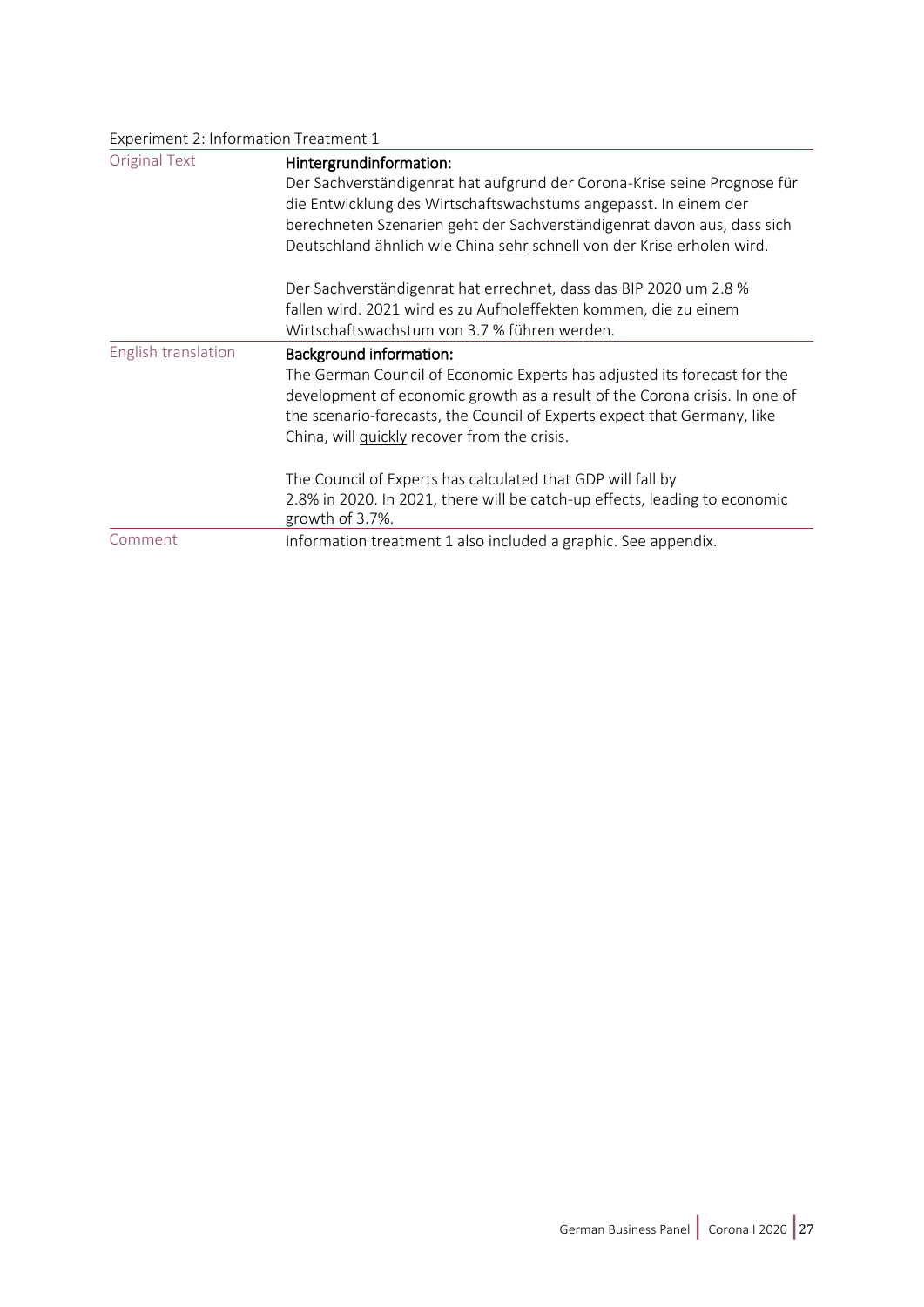Experiment 2: Information Treatment 1

| | |
|---|---|
| Original Text | **Hintergrundinformation:**<br>Der Sachverständigenrat hat aufgrund der Corona-Krise seine Prognose für die Entwicklung des Wirtschaftswachstums angepasst. In einem der berechneten Szenarien geht der Sachverständigenrat davon aus, dass sich Deutschland ähnlich wie China <u>sehr</u> <u>schnell</u> von der Krise erholen wird.<br><br>Der Sachverständigenrat hat errechnet, dass das BIP 2020 um 2.8 % fallen wird. 2021 wird es zu Aufholeffekten kommen, die zu einem Wirtschaftswachstum von 3.7 % führen werden. |
| English translation | **Background information:**<br>The German Council of Economic Experts has adjusted its forecast for the development of economic growth as a result of the Corona crisis. In one of the scenario-forecasts, the Council of Experts expect that Germany, like China, will <u>quickly</u> recover from the crisis.<br><br>The Council of Experts has calculated that GDP will fall by 2.8% in 2020. In 2021, there will be catch-up effects, leading to economic growth of 3.7%. |
| Comment | Information treatment 1 also included a graphic. See appendix. |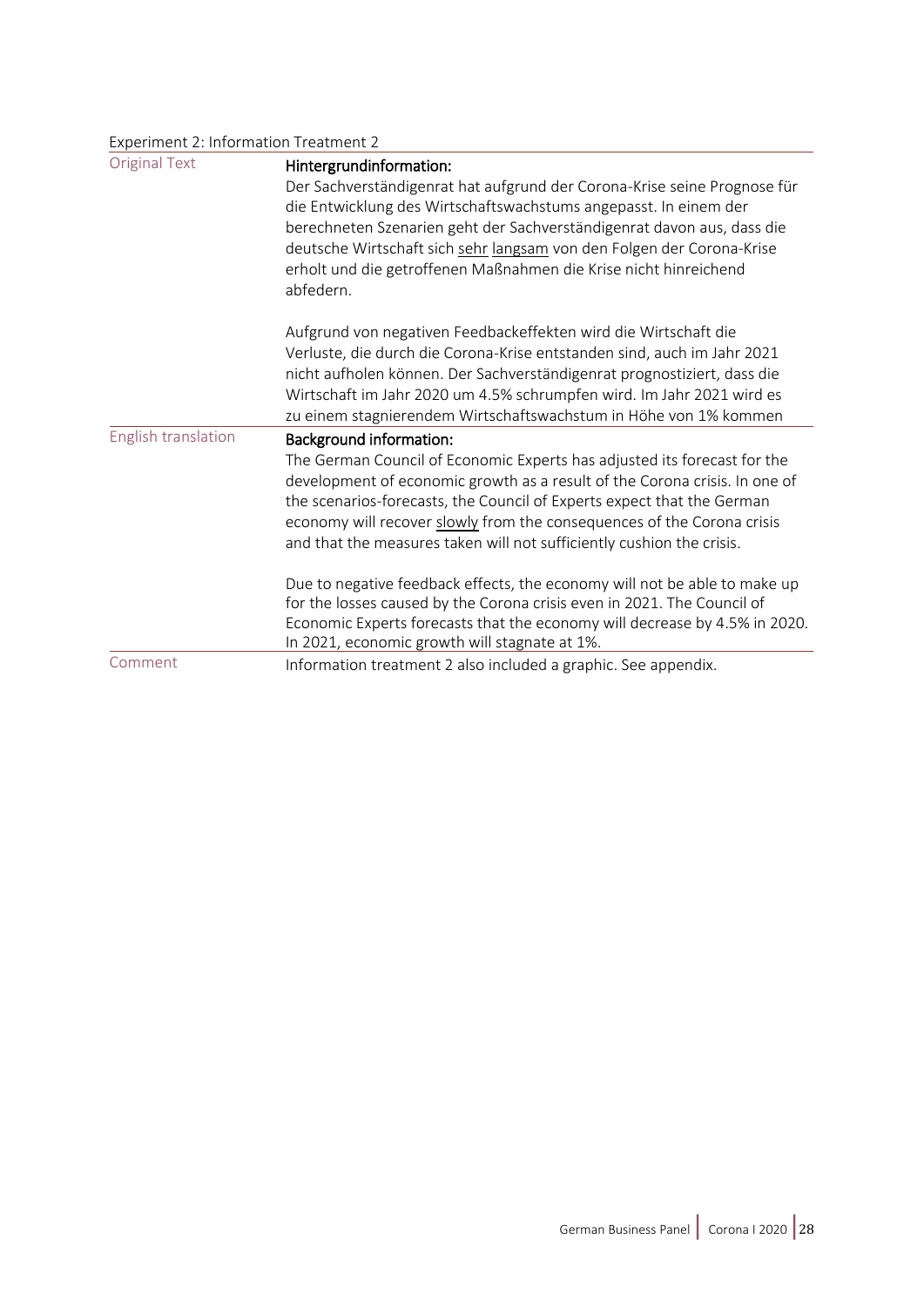Experiment 2: Information Treatment 2

| | |
|---|---|
| Original Text | **Hintergrundinformation:**<br>Der Sachverständigenrat hat aufgrund der Corona-Krise seine Prognose für die Entwicklung des Wirtschaftswachstums angepasst. In einem der berechneten Szenarien geht der Sachverständigenrat davon aus, dass die deutsche Wirtschaft sich <u>sehr</u> <u>langsam</u> von den Folgen der Corona-Krise erholt und die getroffenen Maßnahmen die Krise nicht hinreichend abfedern.<br><br>Aufgrund von negativen Feedbackeffekten wird die Wirtschaft die Verluste, die durch die Corona-Krise entstanden sind, auch im Jahr 2021 nicht aufholen können. Der Sachverständigenrat prognostiziert, dass die Wirtschaft im Jahr 2020 um 4.5% schrumpfen wird. Im Jahr 2021 wird es zu einem stagnierendem Wirtschaftswachstum in Höhe von 1% kommen |
| English translation | **Background information:**<br>The German Council of Economic Experts has adjusted its forecast for the development of economic growth as a result of the Corona crisis. In one of the scenarios-forecasts, the Council of Experts expect that the German economy will recover <u>slowly</u> from the consequences of the Corona crisis and that the measures taken will not sufficiently cushion the crisis.<br><br>Due to negative feedback effects, the economy will not be able to make up for the losses caused by the Corona crisis even in 2021. The Council of Economic Experts forecasts that the economy will decrease by 4.5% in 2020. In 2021, economic growth will stagnate at 1%. |
| Comment | Information treatment 2 also included a graphic. See appendix. |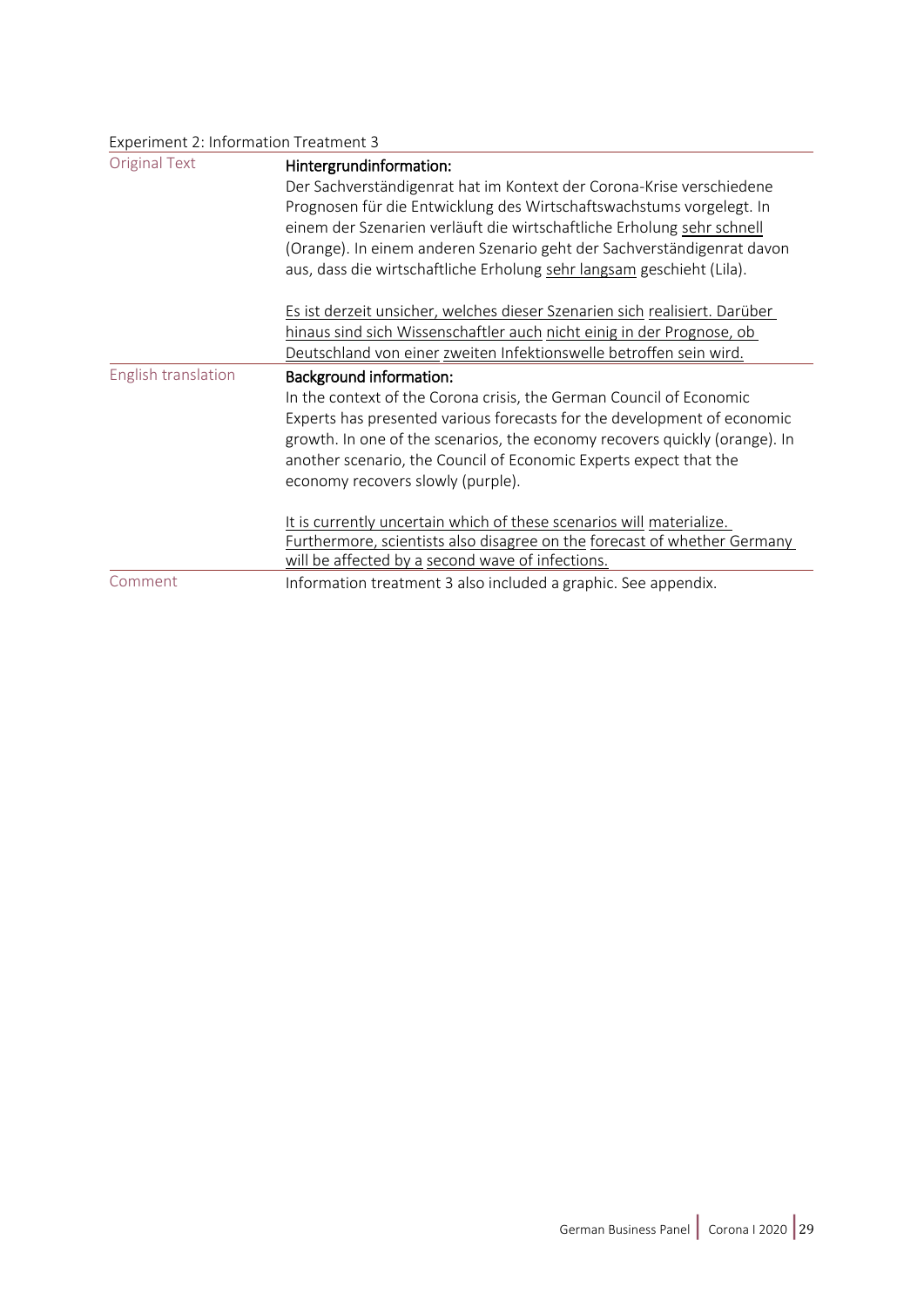Experiment 2: Information Treatment 3

| | |
|---|---|
| Original Text | **Hintergrundinformation:**<br>Der Sachverständigenrat hat im Kontext der Corona-Krise verschiedene Prognosen für die Entwicklung des Wirtschaftswachstums vorgelegt. In einem der Szenarien verläuft die wirtschaftliche Erholung <u>sehr schnell</u> (Orange). In einem anderen Szenario geht der Sachverständigenrat davon aus, dass die wirtschaftliche Erholung <u>sehr langsam</u> geschieht (Lila).<br><br><u>Es ist derzeit unsicher, welches dieser Szenarien sich realisiert. Darüber hinaus sind sich Wissenschaftler auch nicht einig in der Prognose, ob Deutschland von einer zweiten Infektionswelle betroffen sein wird.</u> |
| English translation | **Background information:**<br>In the context of the Corona crisis, the German Council of Economic Experts has presented various forecasts for the development of economic growth. In one of the scenarios, the economy recovers quickly (orange). In another scenario, the Council of Economic Experts expect that the economy recovers slowly (purple).<br><br><u>It is currently uncertain which of these scenarios will materialize. Furthermore, scientists also disagree on the forecast of whether Germany will be affected by a second wave of infections.</u> |
| Comment | Information treatment 3 also included a graphic. See appendix. |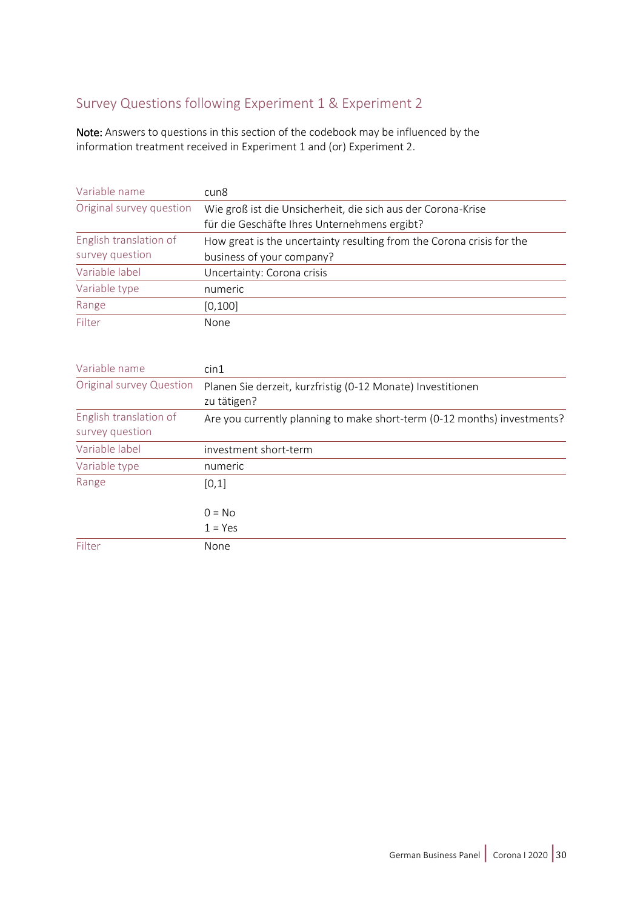## Survey Questions following Experiment 1 & Experiment 2

**Note:** Answers to questions in this section of the codebook may be influenced by the information treatment received in Experiment 1 and (or) Experiment 2.

| Variable name | cun8 |
|---|---|
| Original survey question | Wie groß ist die Unsicherheit, die sich aus der Corona-Krise für die Geschäfte Ihres Unternehmens ergibt? |
| English translation of survey question | How great is the uncertainty resulting from the Corona crisis for the business of your company? |
| Variable label | Uncertainty: Corona crisis |
| Variable type | numeric |
| Range | [0,100] |
| Filter | None |

| Variable name | cin1 |
|---|---|
| Original survey Question | Planen Sie derzeit, kurzfristig (0-12 Monate) Investitionen zu tätigen? |
| English translation of survey question | Are you currently planning to make short-term (0-12 months) investments? |
| Variable label | investment short-term |
| Variable type | numeric |
| Range | [0,1]<br><br>0 = No<br>1 = Yes |
| Filter | None |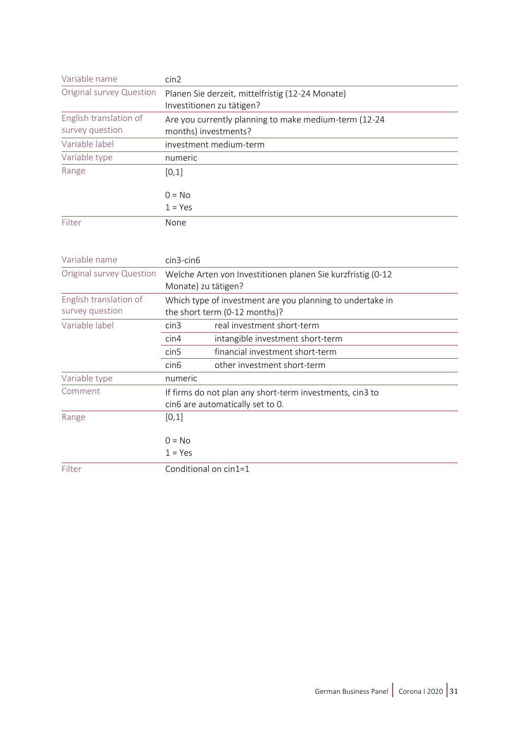| Variable name | cin2 |
|---|---|
| Original survey Question | Planen Sie derzeit, mittelfristig (12-24 Monate) Investitionen zu tätigen? |
| English translation of survey question | Are you currently planning to make medium-term (12-24 months) investments? |
| Variable label | investment medium-term |
| Variable type | numeric |
| Range | [0,1]<br><br>0 = No<br>1 = Yes |
| Filter | None |

| Variable name | cin3-cin6 | |
|---|---|---|
| Original survey Question | Welche Arten von Investitionen planen Sie kurzfristig (0-12 Monate) zu tätigen? | |
| English translation of survey question | Which type of investment are you planning to undertake in the short term (0-12 months)? | |
| Variable label | cin3 | real investment short-term |
| | cin4 | intangible investment short-term |
| | cin5 | financial investment short-term |
| | cin6 | other investment short-term |
| Variable type | numeric | |
| Comment | If firms do not plan any short-term investments, cin3 to cin6 are automatically set to 0. | |
| Range | [0,1]<br><br>0 = No<br>1 = Yes | |
| Filter | Conditional on cin1=1 | |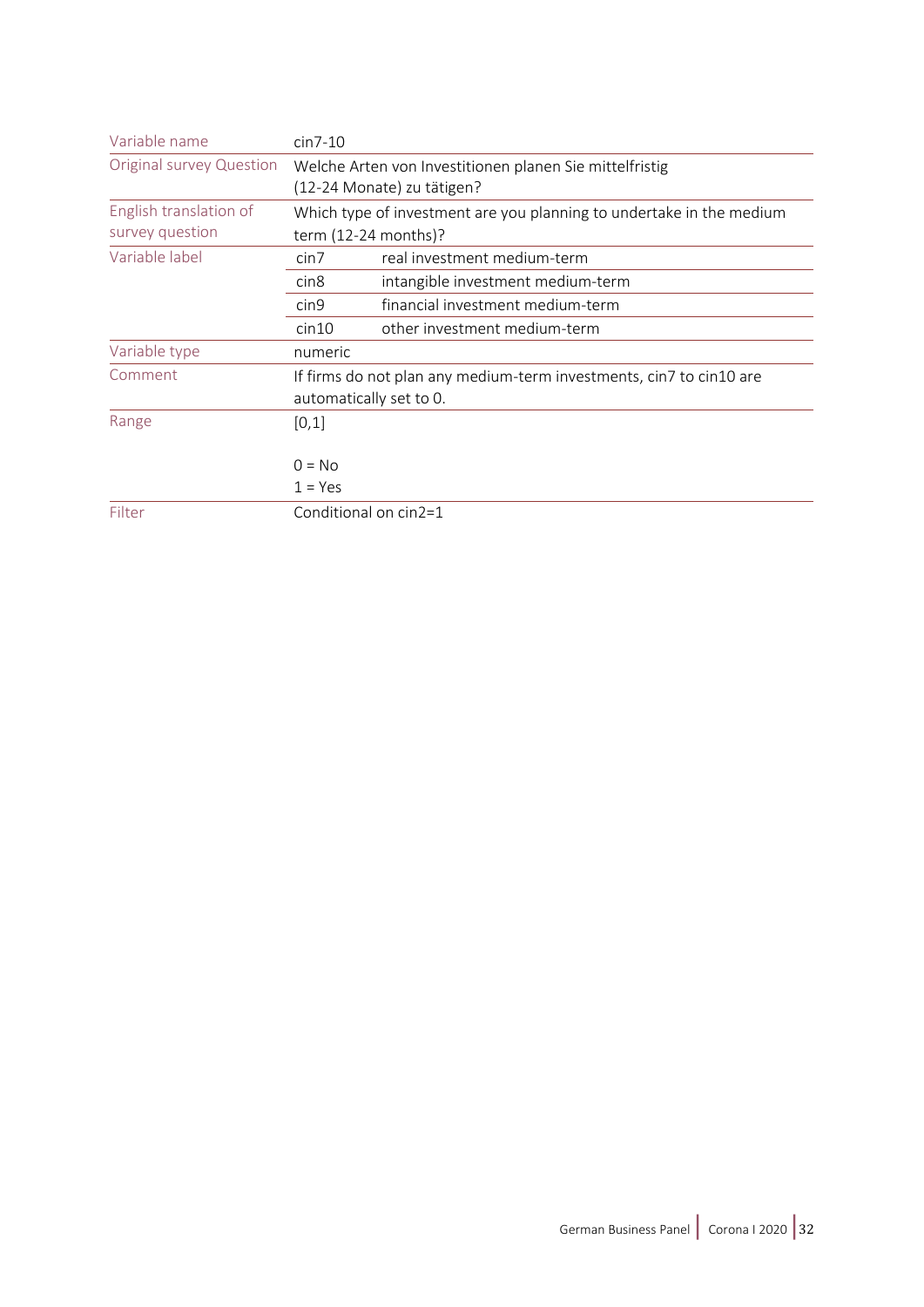| Variable name | cin7-10 | |
|---|---|---|
| Original survey Question | Welche Arten von Investitionen planen Sie mittelfristig (12-24 Monate) zu tätigen? | |
| English translation of survey question | Which type of investment are you planning to undertake in the medium term (12-24 months)? | |
| Variable label | cin7 | real investment medium-term |
| | cin8 | intangible investment medium-term |
| | cin9 | financial investment medium-term |
| | cin10 | other investment medium-term |
| Variable type | numeric | |
| Comment | If firms do not plan any medium-term investments, cin7 to cin10 are automatically set to 0. | |
| Range | [0,1]<br><br>0 = No<br>1 = Yes | |
| Filter | Conditional on cin2=1 | |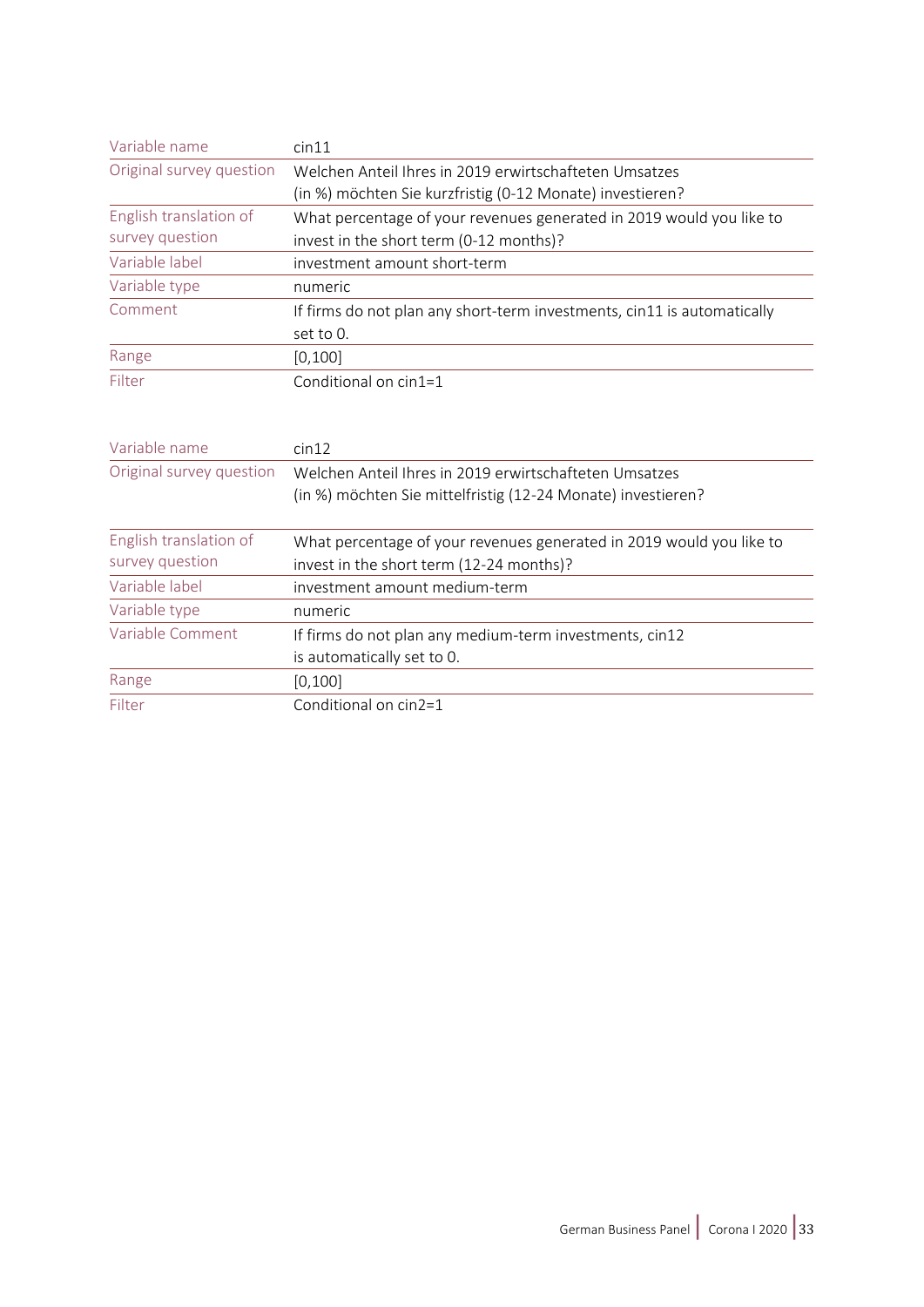| Variable name | cin11 |
|---|---|
| Original survey question | Welchen Anteil Ihres in 2019 erwirtschafteten Umsatzes (in %) möchten Sie kurzfristig (0-12 Monate) investieren? |
| English translation of survey question | What percentage of your revenues generated in 2019 would you like to invest in the short term (0-12 months)? |
| Variable label | investment amount short-term |
| Variable type | numeric |
| Comment | If firms do not plan any short-term investments, cin11 is automatically set to 0. |
| Range | [0,100] |
| Filter | Conditional on cin1=1 |

| Variable name | cin12 |
|---|---|
| Original survey question | Welchen Anteil Ihres in 2019 erwirtschafteten Umsatzes (in %) möchten Sie mittelfristig (12-24 Monate) investieren? |
| English translation of survey question | What percentage of your revenues generated in 2019 would you like to invest in the short term (12-24 months)? |
| Variable label | investment amount medium-term |
| Variable type | numeric |
| Variable Comment | If firms do not plan any medium-term investments, cin12 is automatically set to 0. |
| Range | [0,100] |
| Filter | Conditional on cin2=1 |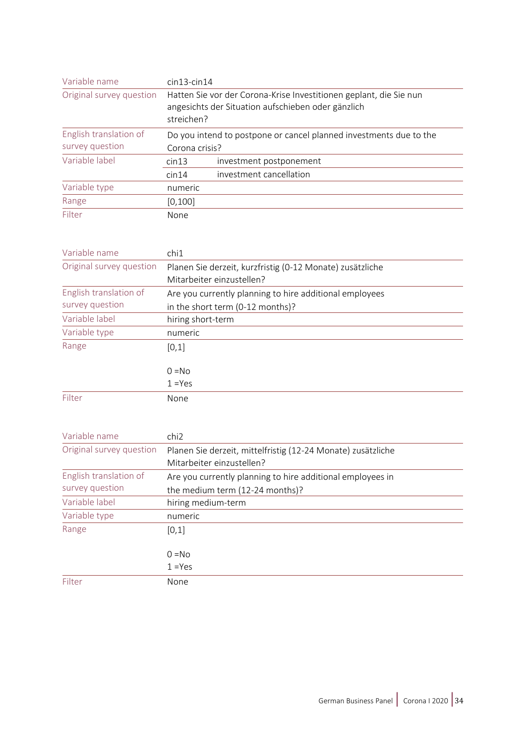| | |
|---|---|
| Variable name | cin13-cin14 |
| Original survey question | Hatten Sie vor der Corona-Krise Investitionen geplant, die Sie nun angesichts der Situation aufschieben oder gänzlich streichen? |
| English translation of survey question | Do you intend to postpone or cancel planned investments due to the Corona crisis? |
| Variable label | cin13 investment postponement |
| | cin14 investment cancellation |
| Variable type | numeric |
| Range | [0,100] |
| Filter | None |

| | |
|---|---|
| Variable name | chi1 |
| Original survey question | Planen Sie derzeit, kurzfristig (0-12 Monate) zusätzliche Mitarbeiter einzustellen? |
| English translation of survey question | Are you currently planning to hire additional employees in the short term (0-12 months)? |
| Variable label | hiring short-term |
| Variable type | numeric |
| Range | [0,1]<br><br>0 =No<br>1 =Yes |
| Filter | None |

| | |
|---|---|
| Variable name | chi2 |
| Original survey question | Planen Sie derzeit, mittelfristig (12-24 Monate) zusätzliche Mitarbeiter einzustellen? |
| English translation of survey question | Are you currently planning to hire additional employees in the medium term (12-24 months)? |
| Variable label | hiring medium-term |
| Variable type | numeric |
| Range | [0,1]<br><br>0 =No<br>1 =Yes |
| Filter | None |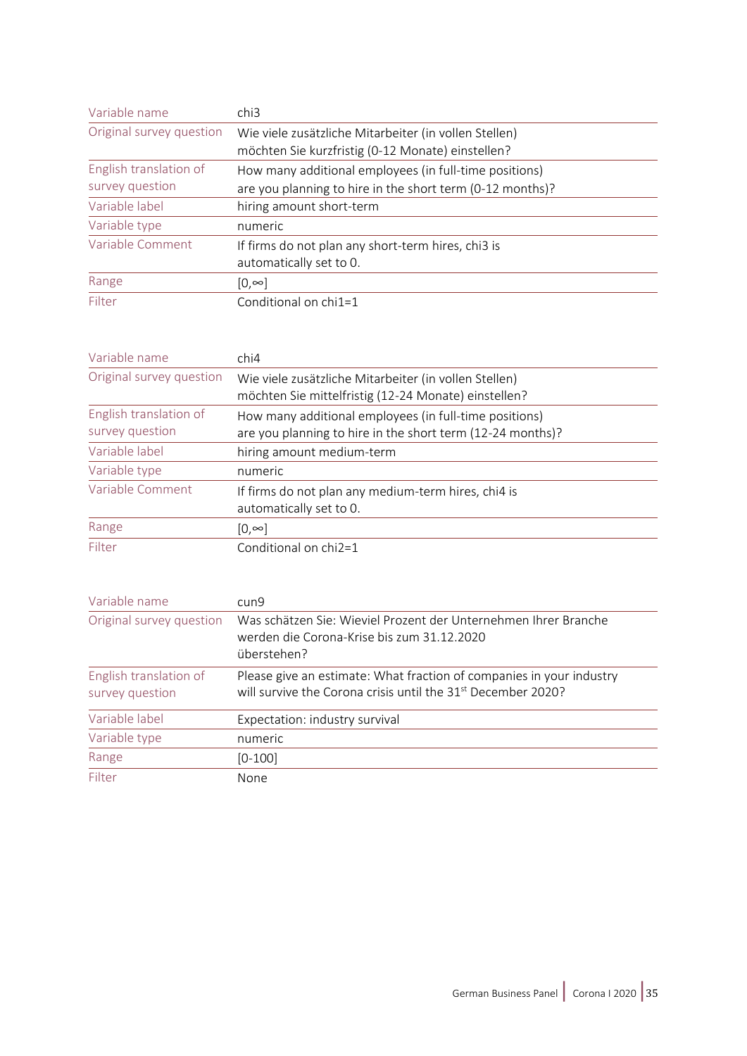| Variable name | chi3 |
|---|---|
| Original survey question | Wie viele zusätzliche Mitarbeiter (in vollen Stellen) möchten Sie kurzfristig (0-12 Monate) einstellen? |
| English translation of survey question | How many additional employees (in full-time positions) are you planning to hire in the short term (0-12 months)? |
| Variable label | hiring amount short-term |
| Variable type | numeric |
| Variable Comment | If firms do not plan any short-term hires, chi3 is automatically set to 0. |
| Range | [0,∞] |
| Filter | Conditional on chi1=1 |

| Variable name | chi4 |
|---|---|
| Original survey question | Wie viele zusätzliche Mitarbeiter (in vollen Stellen) möchten Sie mittelfristig (12-24 Monate) einstellen? |
| English translation of survey question | How many additional employees (in full-time positions) are you planning to hire in the short term (12-24 months)? |
| Variable label | hiring amount medium-term |
| Variable type | numeric |
| Variable Comment | If firms do not plan any medium-term hires, chi4 is automatically set to 0. |
| Range | [0,∞] |
| Filter | Conditional on chi2=1 |

| Variable name | cun9 |
|---|---|
| Original survey question | Was schätzen Sie: Wieviel Prozent der Unternehmen Ihrer Branche werden die Corona-Krise bis zum 31.12.2020 überstehen? |
| English translation of survey question | Please give an estimate: What fraction of companies in your industry will survive the Corona crisis until the 31st December 2020? |
| Variable label | Expectation: industry survival |
| Variable type | numeric |
| Range | [0-100] |
| Filter | None |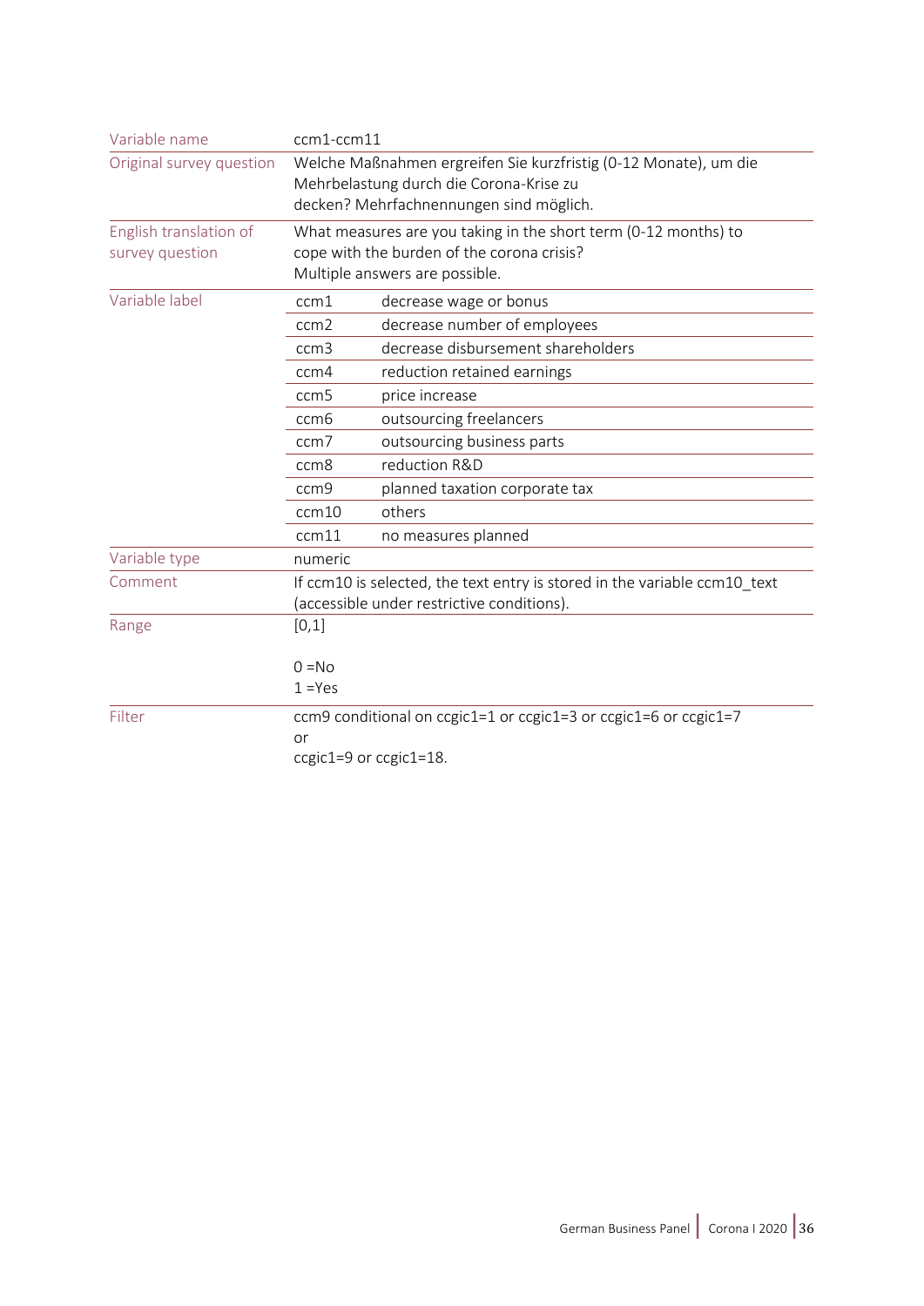| | | |
|---|---|---|
| Variable name | ccm1-ccm11 | |
| Original survey question | Welche Maßnahmen ergreifen Sie kurzfristig (0-12 Monate), um die Mehrbelastung durch die Corona-Krise zu decken? Mehrfachnennungen sind möglich. | |
| English translation of survey question | What measures are you taking in the short term (0-12 months) to cope with the burden of the corona crisis? Multiple answers are possible. | |
| Variable label | ccm1 | decrease wage or bonus |
| | ccm2 | decrease number of employees |
| | ccm3 | decrease disbursement shareholders |
| | ccm4 | reduction retained earnings |
| | ccm5 | price increase |
| | ccm6 | outsourcing freelancers |
| | ccm7 | outsourcing business parts |
| | ccm8 | reduction R&D |
| | ccm9 | planned taxation corporate tax |
| | ccm10 | others |
| | ccm11 | no measures planned |
| Variable type | numeric | |
| Comment | If ccm10 is selected, the text entry is stored in the variable ccm10_text (accessible under restrictive conditions). | |
| Range | [0,1]<br><br>0 =No<br>1 =Yes | |
| Filter | ccm9 conditional on ccgic1=1 or ccgic1=3 or ccgic1=6 or ccgic1=7 or ccgic1=9 or ccgic1=18. | |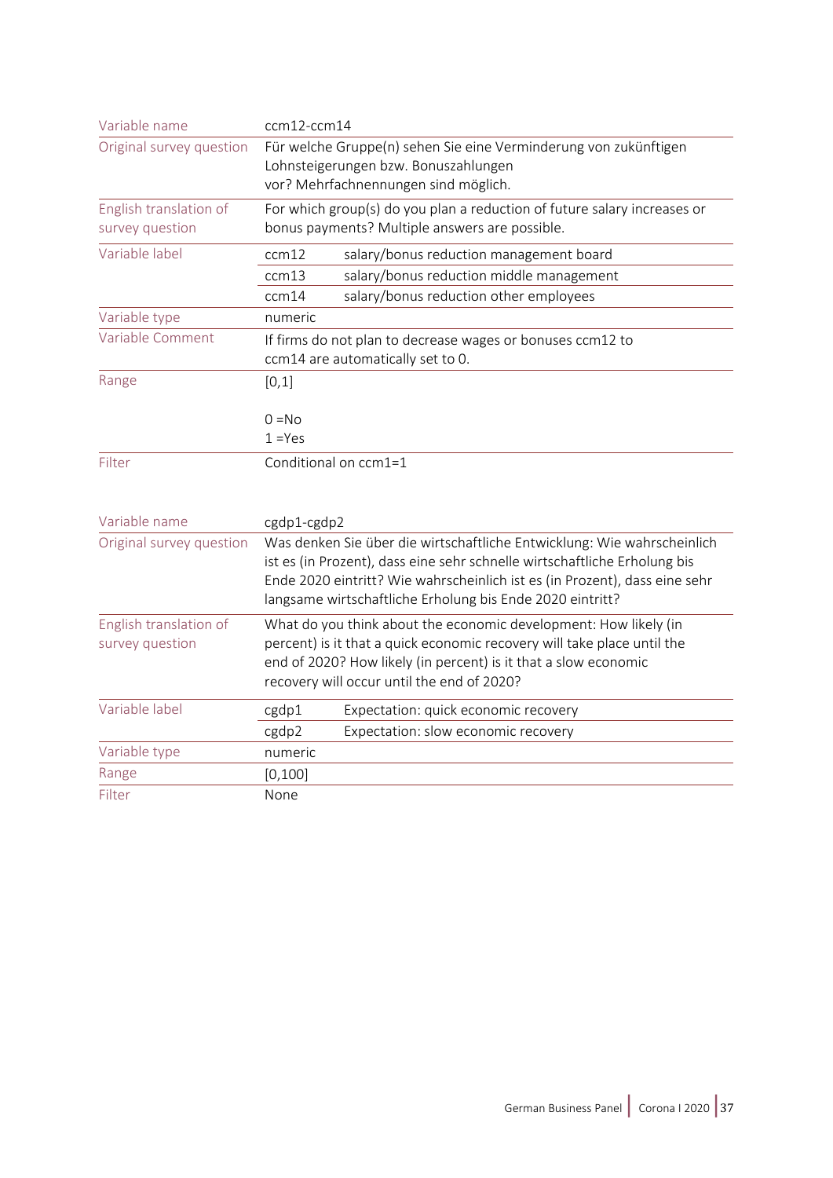| Variable name | ccm12-ccm14 | |
|---|---|---|
| Original survey question | Für welche Gruppe(n) sehen Sie eine Verminderung von zukünftigen Lohnsteigerungen bzw. Bonuszahlungen vor? Mehrfachnennungen sind möglich. | |
| English translation of survey question | For which group(s) do you plan a reduction of future salary increases or bonus payments? Multiple answers are possible. | |
| Variable label | ccm12 | salary/bonus reduction management board |
| | ccm13 | salary/bonus reduction middle management |
| | ccm14 | salary/bonus reduction other employees |
| Variable type | numeric | |
| Variable Comment | If firms do not plan to decrease wages or bonuses ccm12 to ccm14 are automatically set to 0. | |
| Range | [0,1]<br><br>0 =No<br>1 =Yes | |
| Filter | Conditional on ccm1=1 | |

| Variable name | cgdp1-cgdp2 | |
|---|---|---|
| Original survey question | Was denken Sie über die wirtschaftliche Entwicklung: Wie wahrscheinlich ist es (in Prozent), dass eine sehr schnelle wirtschaftliche Erholung bis Ende 2020 eintritt? Wie wahrscheinlich ist es (in Prozent), dass eine sehr langsame wirtschaftliche Erholung bis Ende 2020 eintritt? | |
| English translation of survey question | What do you think about the economic development: How likely (in percent) is it that a quick economic recovery will take place until the end of 2020? How likely (in percent) is it that a slow economic recovery will occur until the end of 2020? | |
| Variable label | cgdp1 | Expectation: quick economic recovery |
| | cgdp2 | Expectation: slow economic recovery |
| Variable type | numeric | |
| Range | [0,100] | |
| Filter | None | |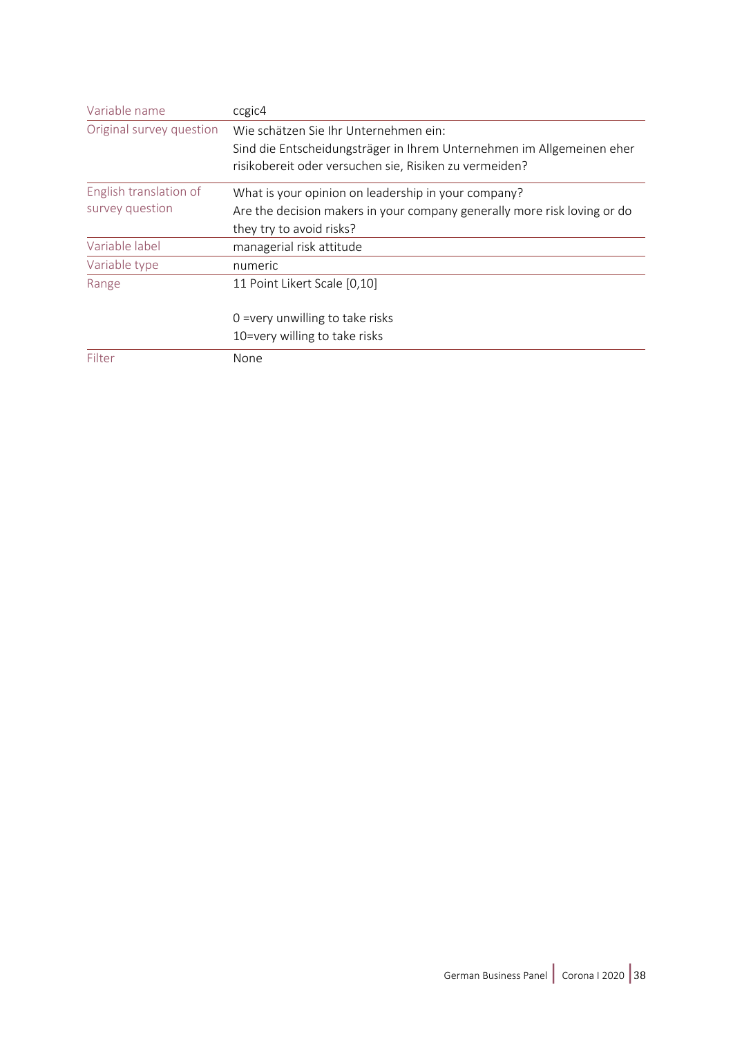| Variable name | ccgic4 |
|---|---|
| Original survey question | Wie schätzen Sie Ihr Unternehmen ein:<br>Sind die Entscheidungsträger in Ihrem Unternehmen im Allgemeinen eher risikobereit oder versuchen sie, Risiken zu vermeiden? |
| English translation of survey question | What is your opinion on leadership in your company?<br>Are the decision makers in your company generally more risk loving or do they try to avoid risks? |
| Variable label | managerial risk attitude |
| Variable type | numeric |
| Range | 11 Point Likert Scale [0,10]<br><br>0 =very unwilling to take risks<br>10=very willing to take risks |
| Filter | None |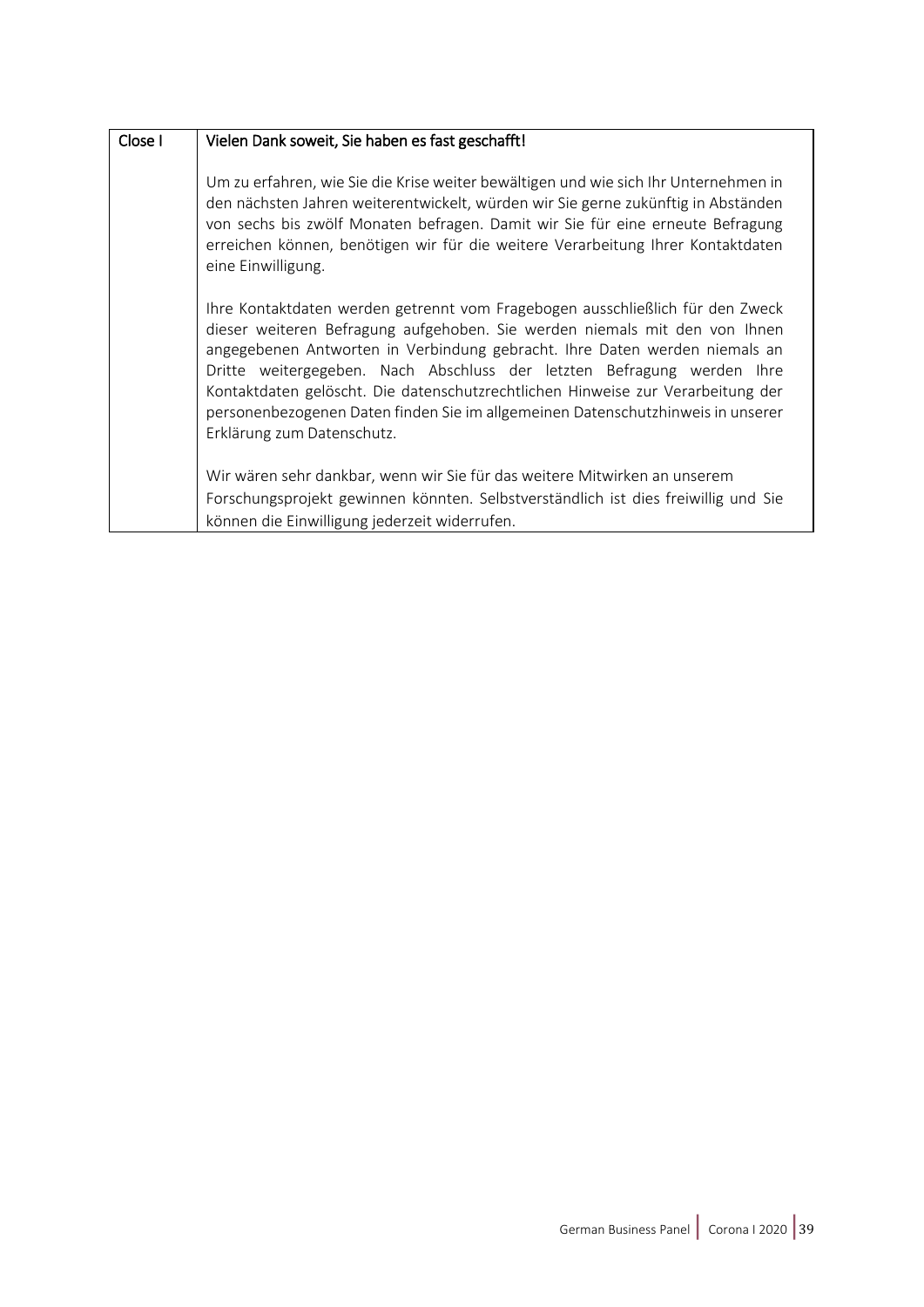| Close I | Vielen Dank soweit, Sie haben es fast geschafft! |
|---|---|
| | Um zu erfahren, wie Sie die Krise weiter bewältigen und wie sich Ihr Unternehmen in den nächsten Jahren weiterentwickelt, würden wir Sie gerne zukünftig in Abständen von sechs bis zwölf Monaten befragen. Damit wir Sie für eine erneute Befragung erreichen können, benötigen wir für die weitere Verarbeitung Ihrer Kontaktdaten eine Einwilligung.<br><br>Ihre Kontaktdaten werden getrennt vom Fragebogen ausschließlich für den Zweck dieser weiteren Befragung aufgehoben. Sie werden niemals mit den von Ihnen angegebenen Antworten in Verbindung gebracht. Ihre Daten werden niemals an Dritte weitergegeben. Nach Abschluss der letzten Befragung werden Ihre Kontaktdaten gelöscht. Die datenschutzrechtlichen Hinweise zur Verarbeitung der personenbezogenen Daten finden Sie im allgemeinen Datenschutzhinweis in unserer Erklärung zum Datenschutz.<br><br>Wir wären sehr dankbar, wenn wir Sie für das weitere Mitwirken an unserem Forschungsprojekt gewinnen könnten. Selbstverständlich ist dies freiwillig und Sie können die Einwilligung jederzeit widerrufen. |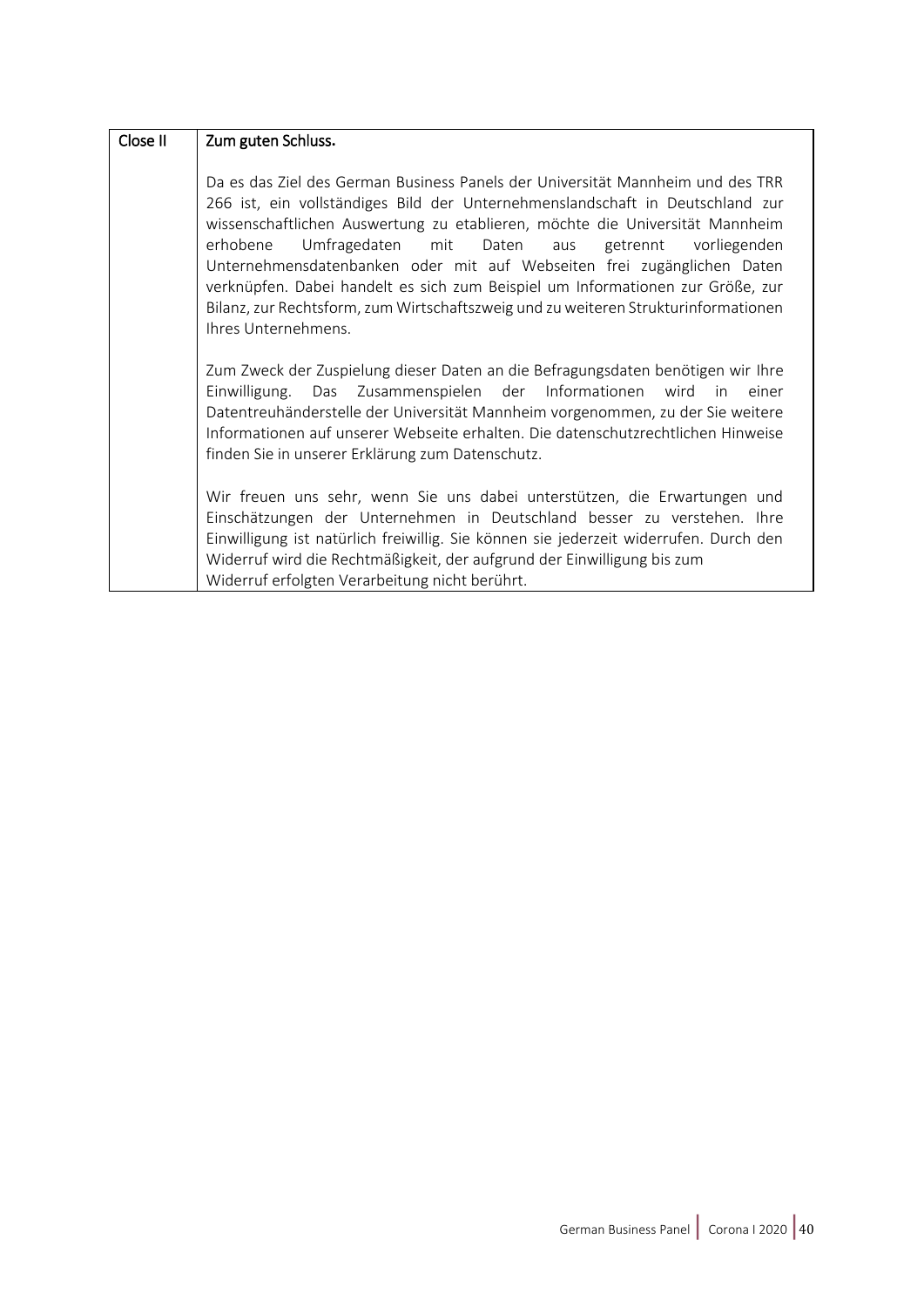| Close II | Zum guten Schluss. |
|---|---|
| | Da es das Ziel des German Business Panels der Universität Mannheim und des TRR 266 ist, ein vollständiges Bild der Unternehmenslandschaft in Deutschland zur wissenschaftlichen Auswertung zu etablieren, möchte die Universität Mannheim erhobene Umfragedaten mit Daten aus getrennt vorliegenden Unternehmensdatenbanken oder mit auf Webseiten frei zugänglichen Daten verknüpfen. Dabei handelt es sich zum Beispiel um Informationen zur Größe, zur Bilanz, zur Rechtsform, zum Wirtschaftszweig und zu weiteren Strukturinformationen Ihres Unternehmens.<br><br>Zum Zweck der Zuspielung dieser Daten an die Befragungsdaten benötigen wir Ihre Einwilligung. Das Zusammenspielen der Informationen wird in einer Datentreuhänderstelle der Universität Mannheim vorgenommen, zu der Sie weitere Informationen auf unserer Webseite erhalten. Die datenschutzrechtlichen Hinweise finden Sie in unserer Erklärung zum Datenschutz.<br><br>Wir freuen uns sehr, wenn Sie uns dabei unterstützen, die Erwartungen und Einschätzungen der Unternehmen in Deutschland besser zu verstehen. Ihre Einwilligung ist natürlich freiwillig. Sie können sie jederzeit widerrufen. Durch den Widerruf wird die Rechtmäßigkeit, der aufgrund der Einwilligung bis zum Widerruf erfolgten Verarbeitung nicht berührt. |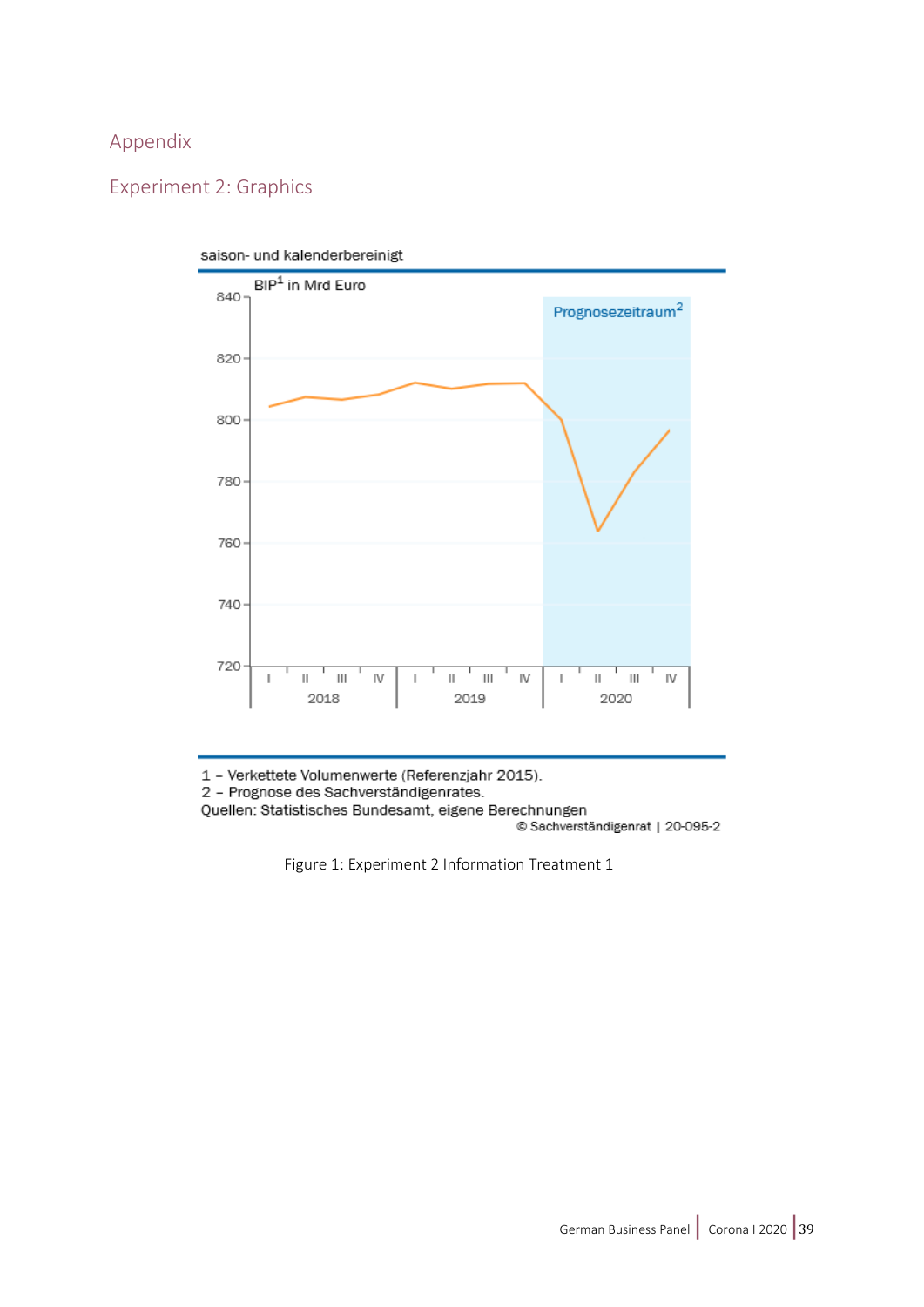# Appendix

## Experiment 2: Graphics

saison- und kalenderbereinigt

BIP[1] in Mrd Euro

Prognosezeitraum[2]

1 – Verkettete Volumenwerte (Referenzjahr 2015).
2 – Prognose des Sachverständigenrates.
Quellen: Statistisches Bundesamt, eigene Berechnungen
© Sachverständigenrat | 20-095-2

Figure 1: Experiment 2 Information Treatment 1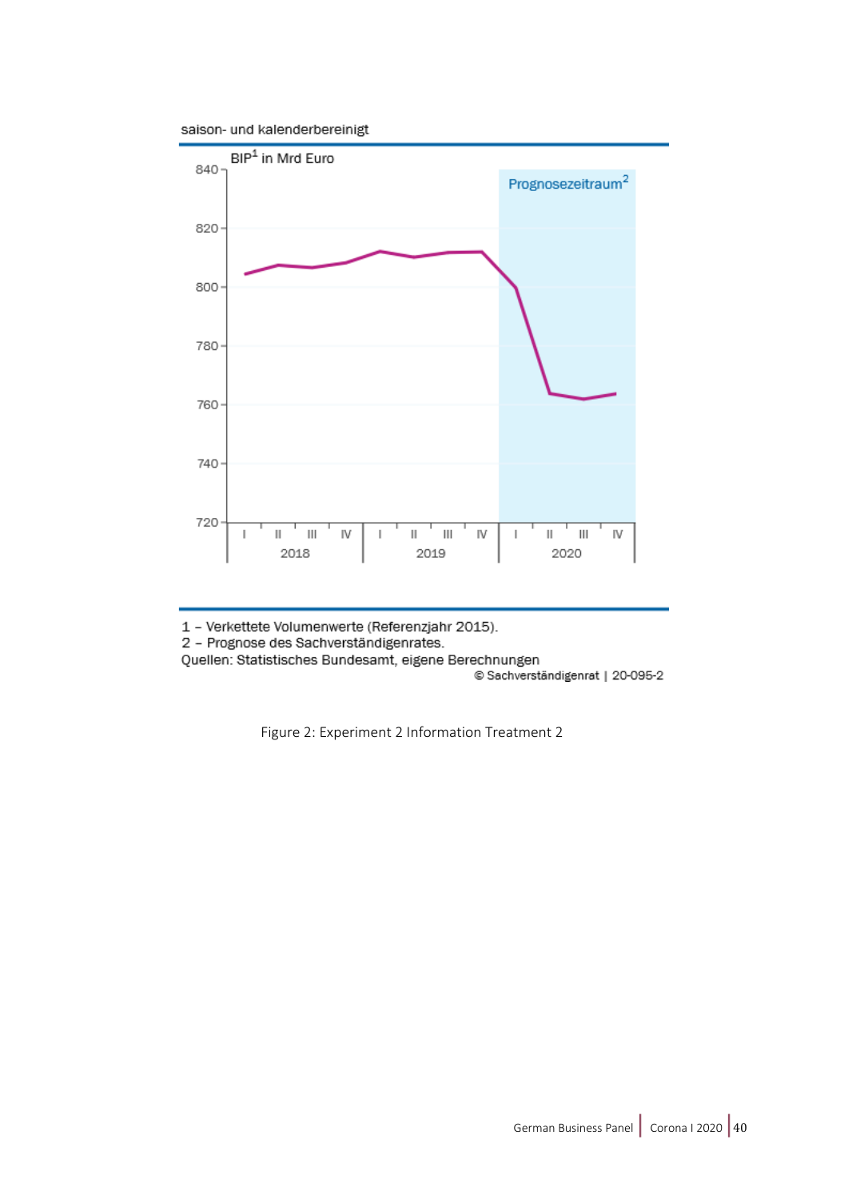saison- und kalenderbereinigt

BIP[1] in Mrd Euro

Prognosezeitraum[2]

1 – Verkettete Volumenwerte (Referenzjahr 2015).
2 – Prognose des Sachverständigenrates.
Quellen: Statistisches Bundesamt, eigene Berechnungen
© Sachverständigenrat | 20-095-2

Figure 2: Experiment 2 Information Treatment 2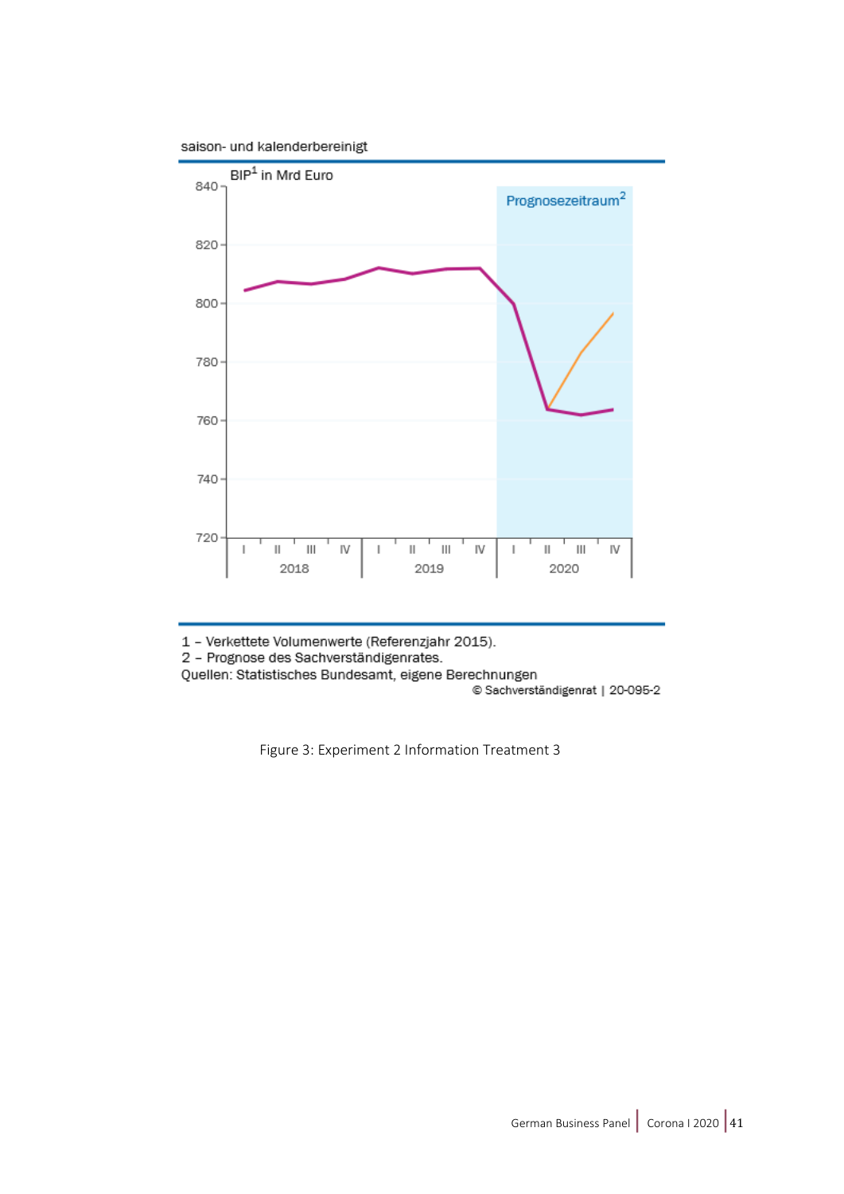saison- und kalenderbereinigt

BIP[1] in Mrd Euro

Prognosezeitraum[2]

1 – Verkettete Volumenwerte (Referenzjahr 2015).
2 – Prognose des Sachverständigenrates.
Quellen: Statistisches Bundesamt, eigene Berechnungen
© Sachverständigenrat | 20-095-2

Figure 3: Experiment 2 Information Treatment 3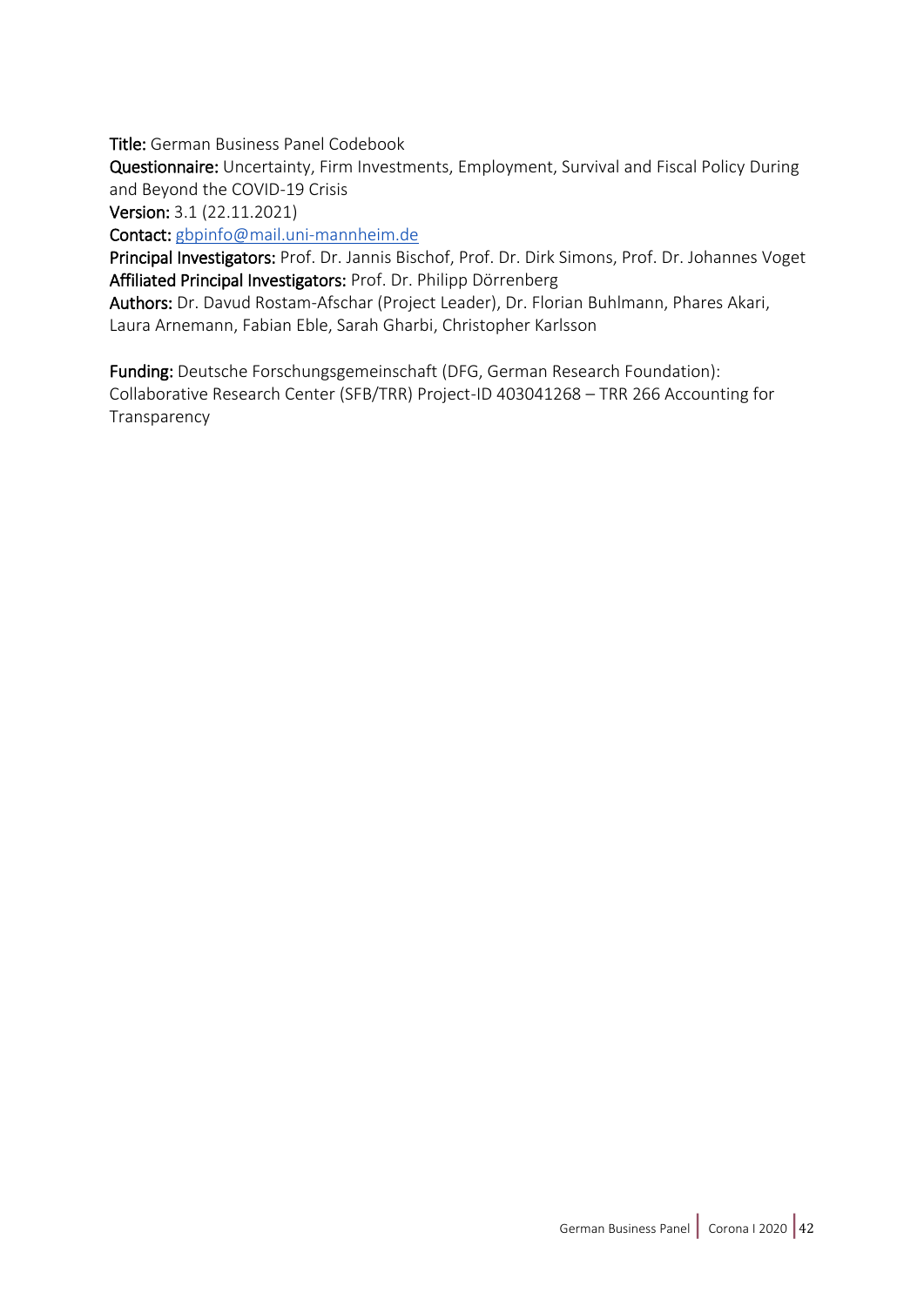**Title:** German Business Panel Codebook
**Questionnaire:** Uncertainty, Firm Investments, Employment, Survival and Fiscal Policy During and Beyond the COVID-19 Crisis
**Version:** 3.1 (22.11.2021)
**Contact:** gbpinfo@mail.uni-mannheim.de
**Principal Investigators:** Prof. Dr. Jannis Bischof, Prof. Dr. Dirk Simons, Prof. Dr. Johannes Voget
**Affiliated Principal Investigators:** Prof. Dr. Philipp Dörrenberg
**Authors:** Dr. Davud Rostam-Afschar (Project Leader), Dr. Florian Buhlmann, Phares Akari, Laura Arnemann, Fabian Eble, Sarah Gharbi, Christopher Karlsson

**Funding:** Deutsche Forschungsgemeinschaft (DFG, German Research Foundation): Collaborative Research Center (SFB/TRR) Project-ID 403041268 – TRR 266 Accounting for Transparency